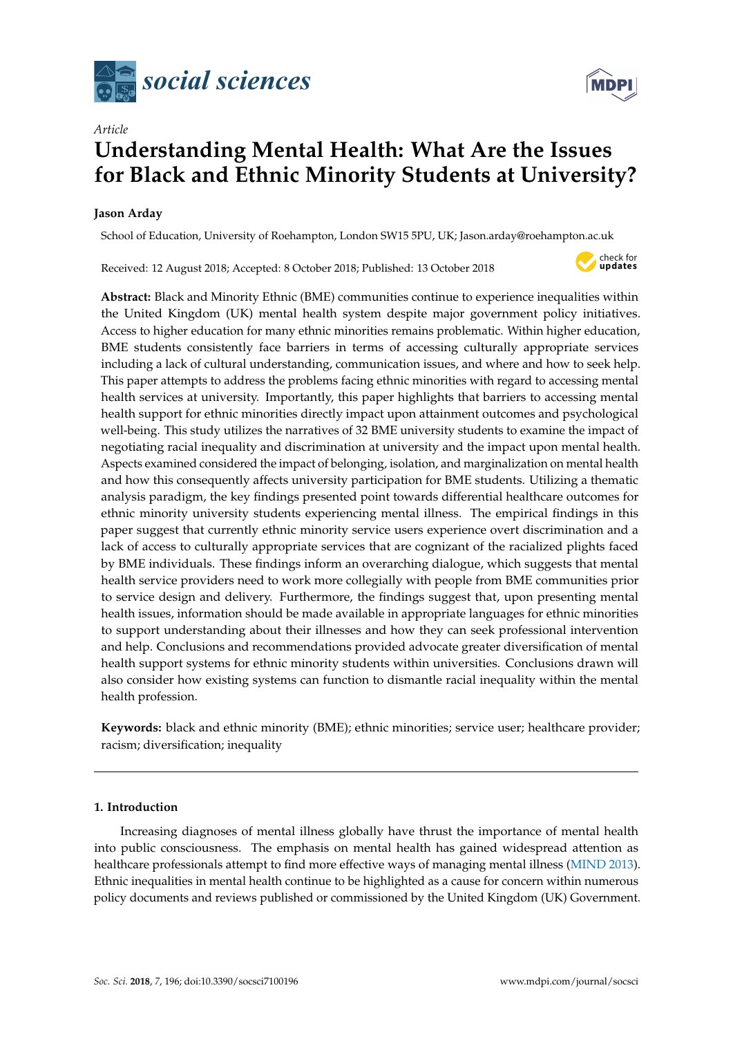*social sciences*

*Article*

# Understanding Mental Health: What Are the Issues for Black and Ethnic Minority Students at University?

**Jason Arday**

School of Education, University of Roehampton, London SW15 5PU, UK; Jason.arday@roehampton.ac.uk

Received: 12 August 2018; Accepted: 8 October 2018; Published: 13 October 2018

**Abstract:** Black and Minority Ethnic (BME) communities continue to experience inequalities within the United Kingdom (UK) mental health system despite major government policy initiatives. Access to higher education for many ethnic minorities remains problematic. Within higher education, BME students consistently face barriers in terms of accessing culturally appropriate services including a lack of cultural understanding, communication issues, and where and how to seek help. This paper attempts to address the problems facing ethnic minorities with regard to accessing mental health services at university. Importantly, this paper highlights that barriers to accessing mental health support for ethnic minorities directly impact upon attainment outcomes and psychological well-being. This study utilizes the narratives of 32 BME university students to examine the impact of negotiating racial inequality and discrimination at university and the impact upon mental health. Aspects examined considered the impact of belonging, isolation, and marginalization on mental health and how this consequently affects university participation for BME students. Utilizing a thematic analysis paradigm, the key findings presented point towards differential healthcare outcomes for ethnic minority university students experiencing mental illness. The empirical findings in this paper suggest that currently ethnic minority service users experience overt discrimination and a lack of access to culturally appropriate services that are cognizant of the racialized plights faced by BME individuals. These findings inform an overarching dialogue, which suggests that mental health service providers need to work more collegially with people from BME communities prior to service design and delivery. Furthermore, the findings suggest that, upon presenting mental health issues, information should be made available in appropriate languages for ethnic minorities to support understanding about their illnesses and how they can seek professional intervention and help. Conclusions and recommendations provided advocate greater diversification of mental health support systems for ethnic minority students within universities. Conclusions drawn will also consider how existing systems can function to dismantle racial inequality within the mental health profession.

**Keywords:** black and ethnic minority (BME); ethnic minorities; service user; healthcare provider; racism; diversification; inequality

## 1. Introduction

Increasing diagnoses of mental illness globally have thrust the importance of mental health into public consciousness. The emphasis on mental health has gained widespread attention as healthcare professionals attempt to find more effective ways of managing mental illness (MIND 2013). Ethnic inequalities in mental health continue to be highlighted as a cause for concern within numerous policy documents and reviews published or commissioned by the United Kingdom (UK) Government.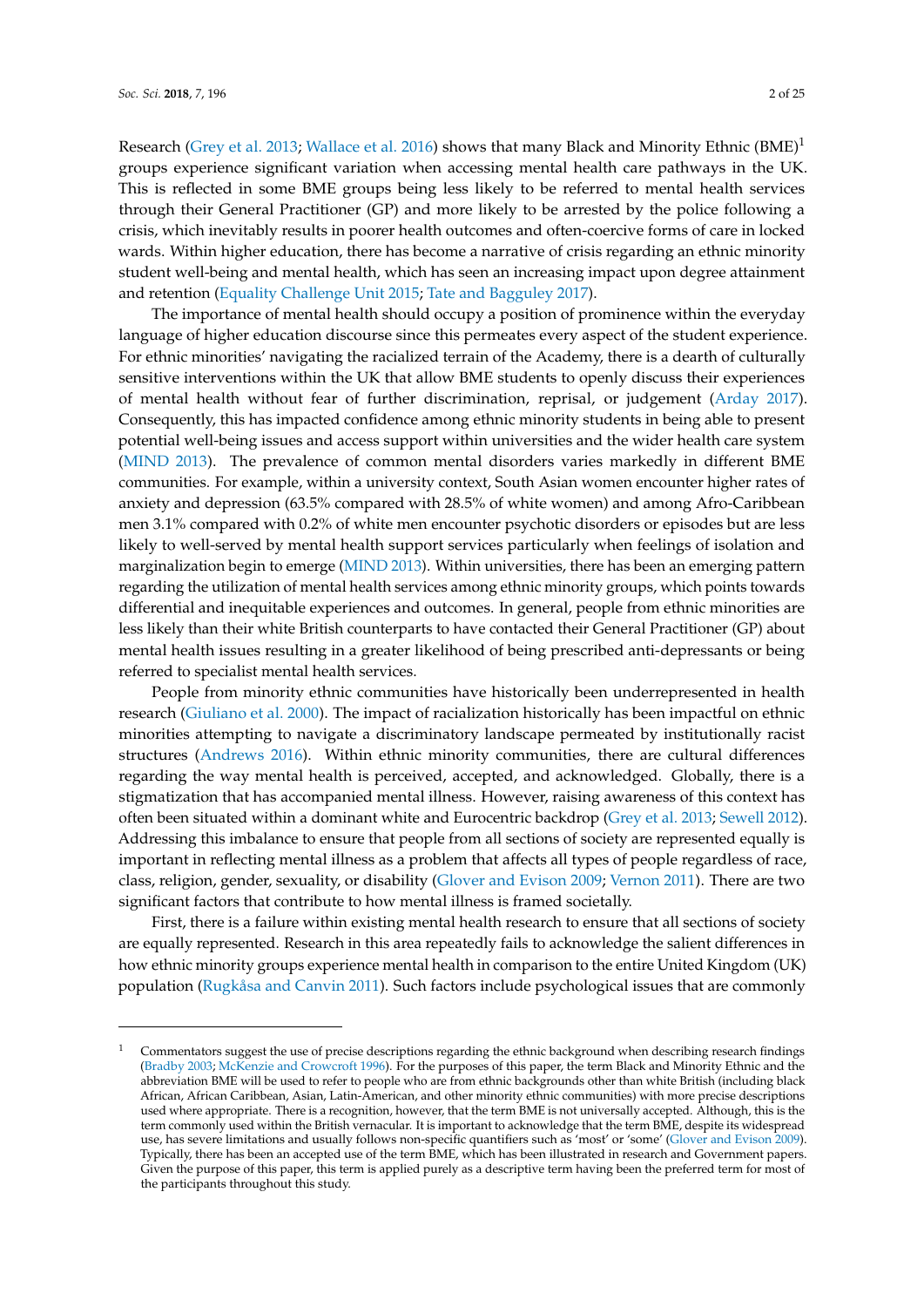Research (Grey et al. 2013; Wallace et al. 2016) shows that many Black and Minority Ethnic (BME)[1] groups experience significant variation when accessing mental health care pathways in the UK. This is reflected in some BME groups being less likely to be referred to mental health services through their General Practitioner (GP) and more likely to be arrested by the police following a crisis, which inevitably results in poorer health outcomes and often-coercive forms of care in locked wards. Within higher education, there has become a narrative of crisis regarding an ethnic minority student well-being and mental health, which has seen an increasing impact upon degree attainment and retention (Equality Challenge Unit 2015; Tate and Bagguley 2017).

The importance of mental health should occupy a position of prominence within the everyday language of higher education discourse since this permeates every aspect of the student experience. For ethnic minorities' navigating the racialized terrain of the Academy, there is a dearth of culturally sensitive interventions within the UK that allow BME students to openly discuss their experiences of mental health without fear of further discrimination, reprisal, or judgement (Arday 2017). Consequently, this has impacted confidence among ethnic minority students in being able to present potential well-being issues and access support within universities and the wider health care system (MIND 2013). The prevalence of common mental disorders varies markedly in different BME communities. For example, within a university context, South Asian women encounter higher rates of anxiety and depression (63.5% compared with 28.5% of white women) and among Afro-Caribbean men 3.1% compared with 0.2% of white men encounter psychotic disorders or episodes but are less likely to well-served by mental health support services particularly when feelings of isolation and marginalization begin to emerge (MIND 2013). Within universities, there has been an emerging pattern regarding the utilization of mental health services among ethnic minority groups, which points towards differential and inequitable experiences and outcomes. In general, people from ethnic minorities are less likely than their white British counterparts to have contacted their General Practitioner (GP) about mental health issues resulting in a greater likelihood of being prescribed anti-depressants or being referred to specialist mental health services.

People from minority ethnic communities have historically been underrepresented in health research (Giuliano et al. 2000). The impact of racialization historically has been impactful on ethnic minorities attempting to navigate a discriminatory landscape permeated by institutionally racist structures (Andrews 2016). Within ethnic minority communities, there are cultural differences regarding the way mental health is perceived, accepted, and acknowledged. Globally, there is a stigmatization that has accompanied mental illness. However, raising awareness of this context has often been situated within a dominant white and Eurocentric backdrop (Grey et al. 2013; Sewell 2012). Addressing this imbalance to ensure that people from all sections of society are represented equally is important in reflecting mental illness as a problem that affects all types of people regardless of race, class, religion, gender, sexuality, or disability (Glover and Evison 2009; Vernon 2011). There are two significant factors that contribute to how mental illness is framed societally.

First, there is a failure within existing mental health research to ensure that all sections of society are equally represented. Research in this area repeatedly fails to acknowledge the salient differences in how ethnic minority groups experience mental health in comparison to the entire United Kingdom (UK) population (Rugkåsa and Canvin 2011). Such factors include psychological issues that are commonly

---

[1] Commentators suggest the use of precise descriptions regarding the ethnic background when describing research findings (Bradby 2003; McKenzie and Crowcroft 1996). For the purposes of this paper, the term Black and Minority Ethnic and the abbreviation BME will be used to refer to people who are from ethnic backgrounds other than white British (including black African, African Caribbean, Asian, Latin-American, and other minority ethnic communities) with more precise descriptions used where appropriate. There is a recognition, however, that the term BME is not universally accepted. Although, this is the term commonly used within the British vernacular. It is important to acknowledge that the term BME, despite its widespread use, has severe limitations and usually follows non-specific quantifiers such as 'most' or 'some' (Glover and Evison 2009). Typically, there has been an accepted use of the term BME, which has been illustrated in research and Government papers. Given the purpose of this paper, this term is applied purely as a descriptive term having been the preferred term for most of the participants throughout this study.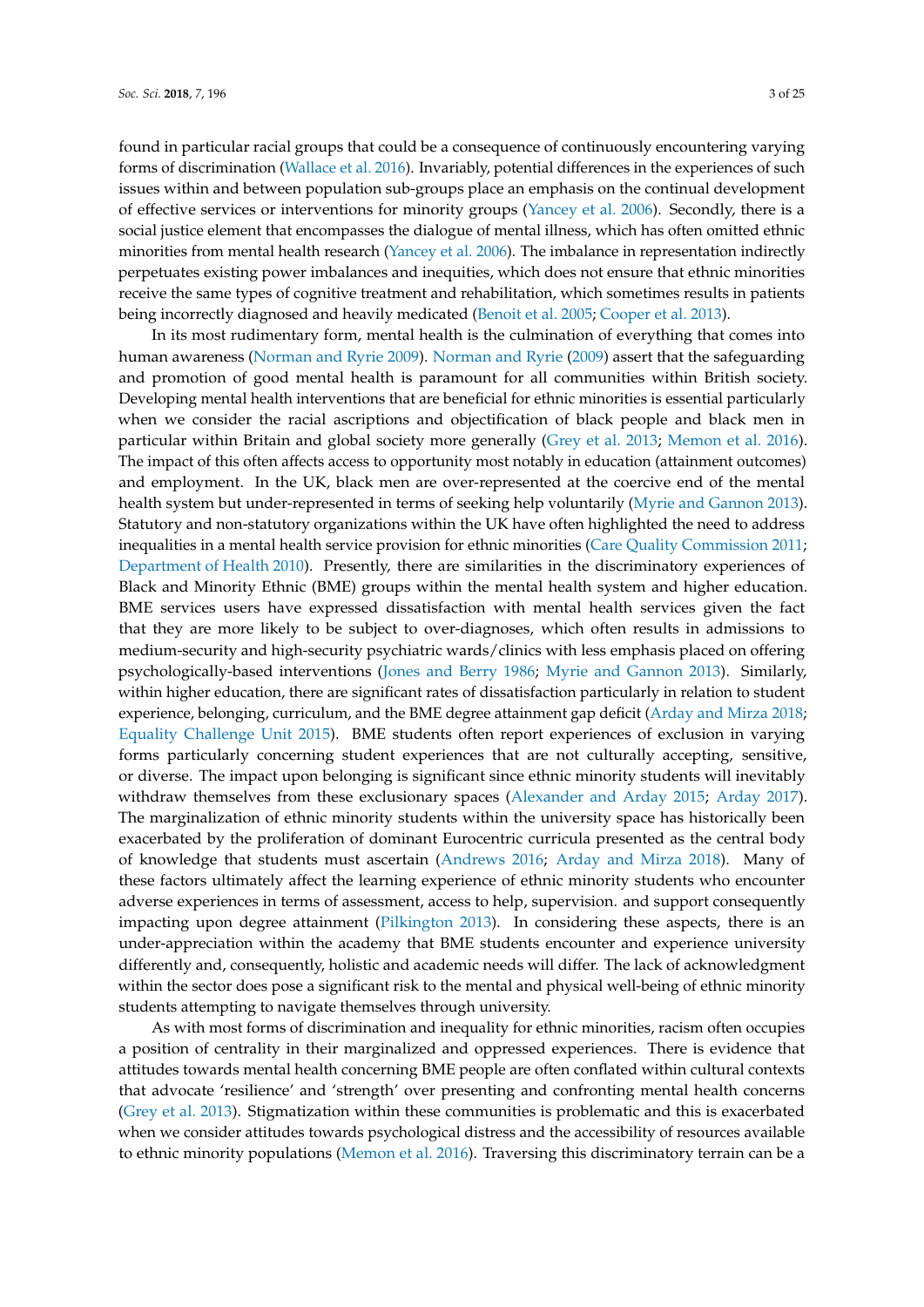found in particular racial groups that could be a consequence of continuously encountering varying forms of discrimination (Wallace et al. 2016). Invariably, potential differences in the experiences of such issues within and between population sub-groups place an emphasis on the continual development of effective services or interventions for minority groups (Yancey et al. 2006). Secondly, there is a social justice element that encompasses the dialogue of mental illness, which has often omitted ethnic minorities from mental health research (Yancey et al. 2006). The imbalance in representation indirectly perpetuates existing power imbalances and inequities, which does not ensure that ethnic minorities receive the same types of cognitive treatment and rehabilitation, which sometimes results in patients being incorrectly diagnosed and heavily medicated (Benoit et al. 2005; Cooper et al. 2013).

In its most rudimentary form, mental health is the culmination of everything that comes into human awareness (Norman and Ryrie 2009). Norman and Ryrie (2009) assert that the safeguarding and promotion of good mental health is paramount for all communities within British society. Developing mental health interventions that are beneficial for ethnic minorities is essential particularly when we consider the racial ascriptions and objectification of black people and black men in particular within Britain and global society more generally (Grey et al. 2013; Memon et al. 2016). The impact of this often affects access to opportunity most notably in education (attainment outcomes) and employment. In the UK, black men are over-represented at the coercive end of the mental health system but under-represented in terms of seeking help voluntarily (Myrie and Gannon 2013). Statutory and non-statutory organizations within the UK have often highlighted the need to address inequalities in a mental health service provision for ethnic minorities (Care Quality Commission 2011; Department of Health 2010). Presently, there are similarities in the discriminatory experiences of Black and Minority Ethnic (BME) groups within the mental health system and higher education. BME services users have expressed dissatisfaction with mental health services given the fact that they are more likely to be subject to over-diagnoses, which often results in admissions to medium-security and high-security psychiatric wards/clinics with less emphasis placed on offering psychologically-based interventions (Jones and Berry 1986; Myrie and Gannon 2013). Similarly, within higher education, there are significant rates of dissatisfaction particularly in relation to student experience, belonging, curriculum, and the BME degree attainment gap deficit (Arday and Mirza 2018; Equality Challenge Unit 2015). BME students often report experiences of exclusion in varying forms particularly concerning student experiences that are not culturally accepting, sensitive, or diverse. The impact upon belonging is significant since ethnic minority students will inevitably withdraw themselves from these exclusionary spaces (Alexander and Arday 2015; Arday 2017). The marginalization of ethnic minority students within the university space has historically been exacerbated by the proliferation of dominant Eurocentric curricula presented as the central body of knowledge that students must ascertain (Andrews 2016; Arday and Mirza 2018). Many of these factors ultimately affect the learning experience of ethnic minority students who encounter adverse experiences in terms of assessment, access to help, supervision. and support consequently impacting upon degree attainment (Pilkington 2013). In considering these aspects, there is an under-appreciation within the academy that BME students encounter and experience university differently and, consequently, holistic and academic needs will differ. The lack of acknowledgment within the sector does pose a significant risk to the mental and physical well-being of ethnic minority students attempting to navigate themselves through university.

As with most forms of discrimination and inequality for ethnic minorities, racism often occupies a position of centrality in their marginalized and oppressed experiences. There is evidence that attitudes towards mental health concerning BME people are often conflated within cultural contexts that advocate 'resilience' and 'strength' over presenting and confronting mental health concerns (Grey et al. 2013). Stigmatization within these communities is problematic and this is exacerbated when we consider attitudes towards psychological distress and the accessibility of resources available to ethnic minority populations (Memon et al. 2016). Traversing this discriminatory terrain can be a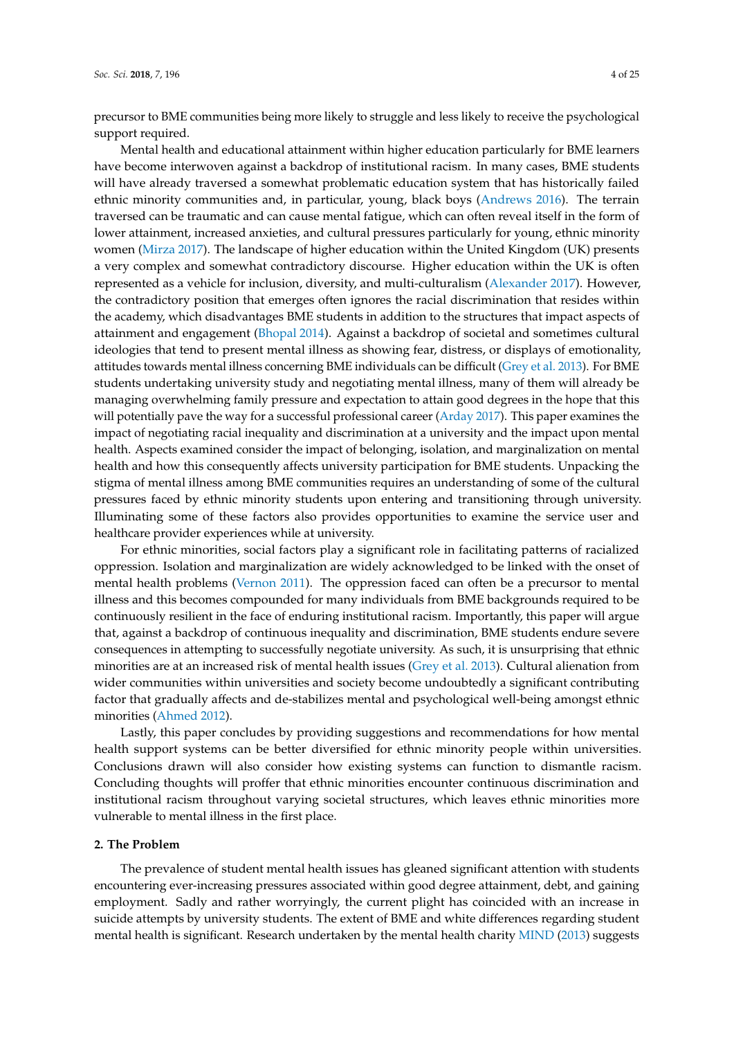precursor to BME communities being more likely to struggle and less likely to receive the psychological support required.

Mental health and educational attainment within higher education particularly for BME learners have become interwoven against a backdrop of institutional racism. In many cases, BME students will have already traversed a somewhat problematic education system that has historically failed ethnic minority communities and, in particular, young, black boys (Andrews 2016). The terrain traversed can be traumatic and can cause mental fatigue, which can often reveal itself in the form of lower attainment, increased anxieties, and cultural pressures particularly for young, ethnic minority women (Mirza 2017). The landscape of higher education within the United Kingdom (UK) presents a very complex and somewhat contradictory discourse. Higher education within the UK is often represented as a vehicle for inclusion, diversity, and multi-culturalism (Alexander 2017). However, the contradictory position that emerges often ignores the racial discrimination that resides within the academy, which disadvantages BME students in addition to the structures that impact aspects of attainment and engagement (Bhopal 2014). Against a backdrop of societal and sometimes cultural ideologies that tend to present mental illness as showing fear, distress, or displays of emotionality, attitudes towards mental illness concerning BME individuals can be difficult (Grey et al. 2013). For BME students undertaking university study and negotiating mental illness, many of them will already be managing overwhelming family pressure and expectation to attain good degrees in the hope that this will potentially pave the way for a successful professional career (Arday 2017). This paper examines the impact of negotiating racial inequality and discrimination at a university and the impact upon mental health. Aspects examined consider the impact of belonging, isolation, and marginalization on mental health and how this consequently affects university participation for BME students. Unpacking the stigma of mental illness among BME communities requires an understanding of some of the cultural pressures faced by ethnic minority students upon entering and transitioning through university. Illuminating some of these factors also provides opportunities to examine the service user and healthcare provider experiences while at university.

For ethnic minorities, social factors play a significant role in facilitating patterns of racialized oppression. Isolation and marginalization are widely acknowledged to be linked with the onset of mental health problems (Vernon 2011). The oppression faced can often be a precursor to mental illness and this becomes compounded for many individuals from BME backgrounds required to be continuously resilient in the face of enduring institutional racism. Importantly, this paper will argue that, against a backdrop of continuous inequality and discrimination, BME students endure severe consequences in attempting to successfully negotiate university. As such, it is unsurprising that ethnic minorities are at an increased risk of mental health issues (Grey et al. 2013). Cultural alienation from wider communities within universities and society become undoubtedly a significant contributing factor that gradually affects and de-stabilizes mental and psychological well-being amongst ethnic minorities (Ahmed 2012).

Lastly, this paper concludes by providing suggestions and recommendations for how mental health support systems can be better diversified for ethnic minority people within universities. Conclusions drawn will also consider how existing systems can function to dismantle racism. Concluding thoughts will proffer that ethnic minorities encounter continuous discrimination and institutional racism throughout varying societal structures, which leaves ethnic minorities more vulnerable to mental illness in the first place.

## 2. The Problem

The prevalence of student mental health issues has gleaned significant attention with students encountering ever-increasing pressures associated within good degree attainment, debt, and gaining employment. Sadly and rather worryingly, the current plight has coincided with an increase in suicide attempts by university students. The extent of BME and white differences regarding student mental health is significant. Research undertaken by the mental health charity MIND (2013) suggests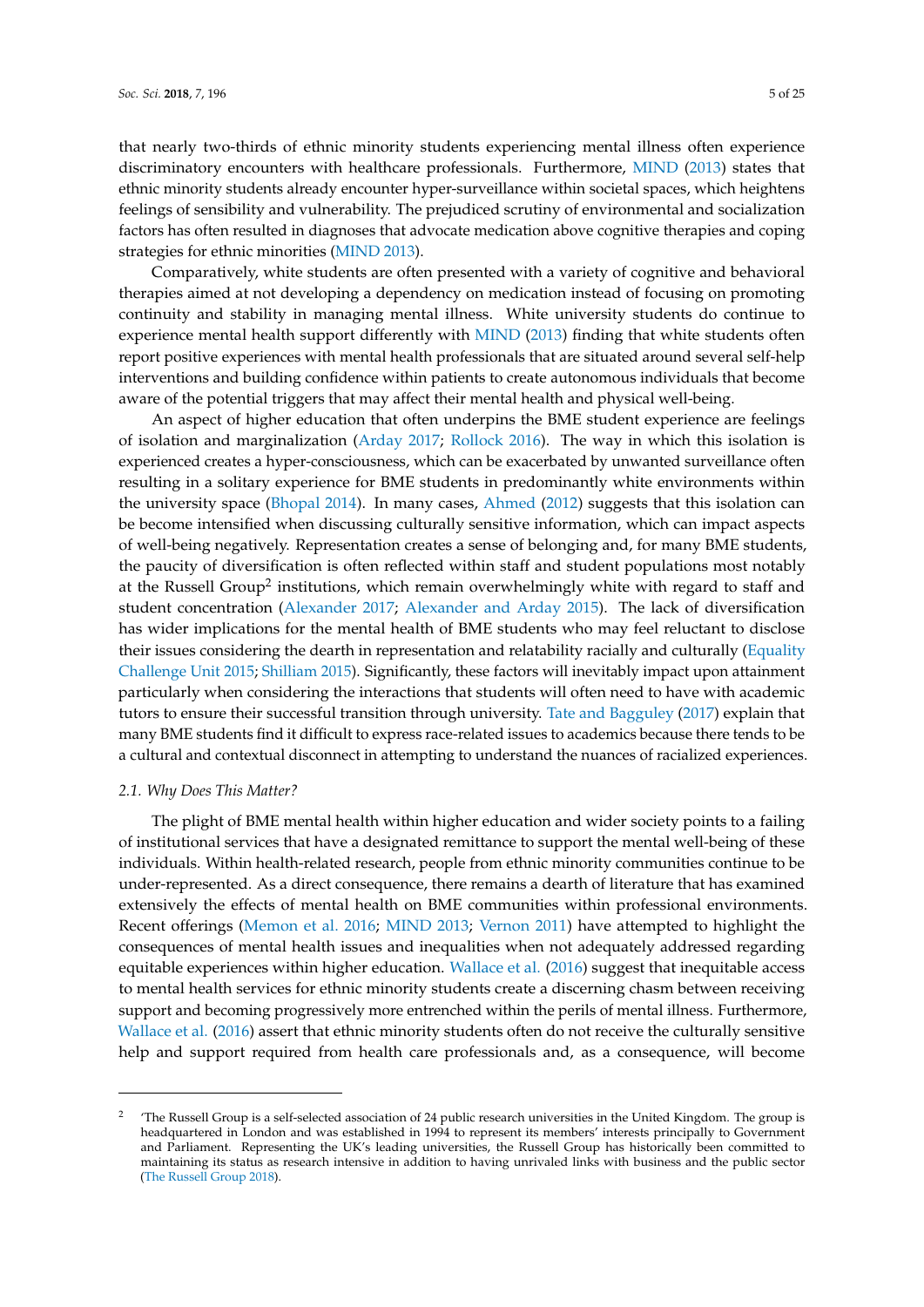that nearly two-thirds of ethnic minority students experiencing mental illness often experience discriminatory encounters with healthcare professionals. Furthermore, MIND (2013) states that ethnic minority students already encounter hyper-surveillance within societal spaces, which heightens feelings of sensibility and vulnerability. The prejudiced scrutiny of environmental and socialization factors has often resulted in diagnoses that advocate medication above cognitive therapies and coping strategies for ethnic minorities (MIND 2013).

Comparatively, white students are often presented with a variety of cognitive and behavioral therapies aimed at not developing a dependency on medication instead of focusing on promoting continuity and stability in managing mental illness. White university students do continue to experience mental health support differently with MIND (2013) finding that white students often report positive experiences with mental health professionals that are situated around several self-help interventions and building confidence within patients to create autonomous individuals that become aware of the potential triggers that may affect their mental health and physical well-being.

An aspect of higher education that often underpins the BME student experience are feelings of isolation and marginalization (Arday 2017; Rollock 2016). The way in which this isolation is experienced creates a hyper-consciousness, which can be exacerbated by unwanted surveillance often resulting in a solitary experience for BME students in predominantly white environments within the university space (Bhopal 2014). In many cases, Ahmed (2012) suggests that this isolation can be become intensified when discussing culturally sensitive information, which can impact aspects of well-being negatively. Representation creates a sense of belonging and, for many BME students, the paucity of diversification is often reflected within staff and student populations most notably at the Russell Group[2] institutions, which remain overwhelmingly white with regard to staff and student concentration (Alexander 2017; Alexander and Arday 2015). The lack of diversification has wider implications for the mental health of BME students who may feel reluctant to disclose their issues considering the dearth in representation and relatability racially and culturally (Equality Challenge Unit 2015; Shilliam 2015). Significantly, these factors will inevitably impact upon attainment particularly when considering the interactions that students will often need to have with academic tutors to ensure their successful transition through university. Tate and Bagguley (2017) explain that many BME students find it difficult to express race-related issues to academics because there tends to be a cultural and contextual disconnect in attempting to understand the nuances of racialized experiences.

### *2.1. Why Does This Matter?*

The plight of BME mental health within higher education and wider society points to a failing of institutional services that have a designated remittance to support the mental well-being of these individuals. Within health-related research, people from ethnic minority communities continue to be under-represented. As a direct consequence, there remains a dearth of literature that has examined extensively the effects of mental health on BME communities within professional environments. Recent offerings (Memon et al. 2016; MIND 2013; Vernon 2011) have attempted to highlight the consequences of mental health issues and inequalities when not adequately addressed regarding equitable experiences within higher education. Wallace et al. (2016) suggest that inequitable access to mental health services for ethnic minority students create a discerning chasm between receiving support and becoming progressively more entrenched within the perils of mental illness. Furthermore, Wallace et al. (2016) assert that ethnic minority students often do not receive the culturally sensitive help and support required from health care professionals and, as a consequence, will become

---

[2] 'The Russell Group is a self-selected association of 24 public research universities in the United Kingdom. The group is headquartered in London and was established in 1994 to represent its members' interests principally to Government and Parliament. Representing the UK's leading universities, the Russell Group has historically been committed to maintaining its status as research intensive in addition to having unrivaled links with business and the public sector (The Russell Group 2018).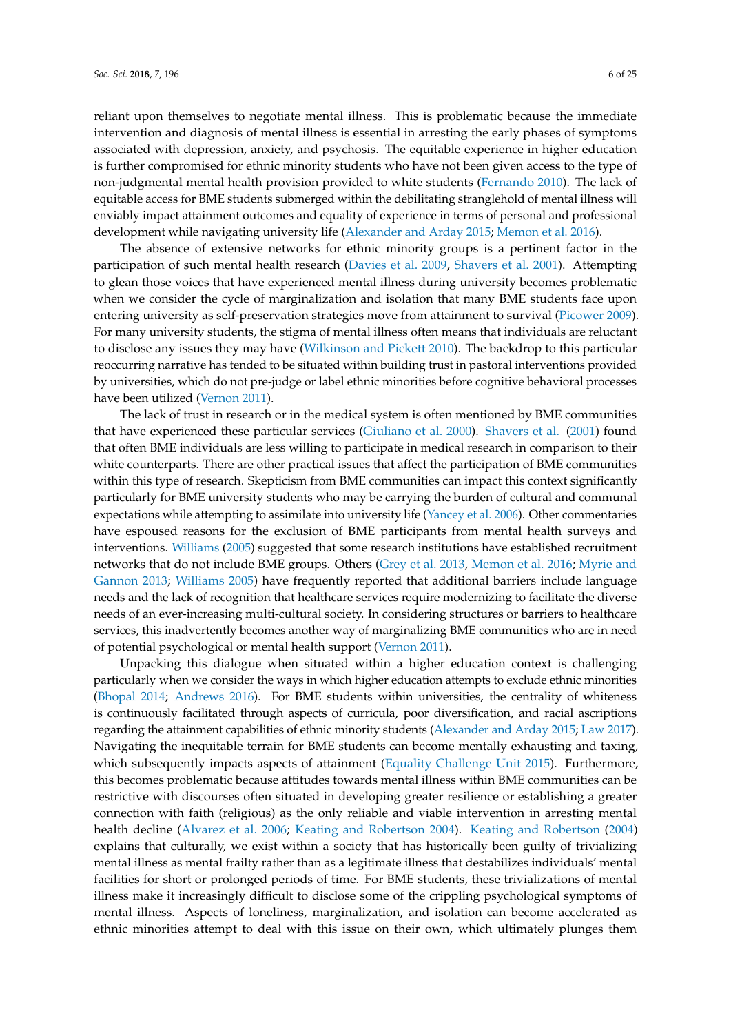reliant upon themselves to negotiate mental illness. This is problematic because the immediate intervention and diagnosis of mental illness is essential in arresting the early phases of symptoms associated with depression, anxiety, and psychosis. The equitable experience in higher education is further compromised for ethnic minority students who have not been given access to the type of non-judgmental mental health provision provided to white students (Fernando 2010). The lack of equitable access for BME students submerged within the debilitating stranglehold of mental illness will enviably impact attainment outcomes and equality of experience in terms of personal and professional development while navigating university life (Alexander and Arday 2015; Memon et al. 2016).

The absence of extensive networks for ethnic minority groups is a pertinent factor in the participation of such mental health research (Davies et al. 2009, Shavers et al. 2001). Attempting to glean those voices that have experienced mental illness during university becomes problematic when we consider the cycle of marginalization and isolation that many BME students face upon entering university as self-preservation strategies move from attainment to survival (Picower 2009). For many university students, the stigma of mental illness often means that individuals are reluctant to disclose any issues they may have (Wilkinson and Pickett 2010). The backdrop to this particular reoccurring narrative has tended to be situated within building trust in pastoral interventions provided by universities, which do not pre-judge or label ethnic minorities before cognitive behavioral processes have been utilized (Vernon 2011).

The lack of trust in research or in the medical system is often mentioned by BME communities that have experienced these particular services (Giuliano et al. 2000). Shavers et al. (2001) found that often BME individuals are less willing to participate in medical research in comparison to their white counterparts. There are other practical issues that affect the participation of BME communities within this type of research. Skepticism from BME communities can impact this context significantly particularly for BME university students who may be carrying the burden of cultural and communal expectations while attempting to assimilate into university life (Yancey et al. 2006). Other commentaries have espoused reasons for the exclusion of BME participants from mental health surveys and interventions. Williams (2005) suggested that some research institutions have established recruitment networks that do not include BME groups. Others (Grey et al. 2013, Memon et al. 2016; Myrie and Gannon 2013; Williams 2005) have frequently reported that additional barriers include language needs and the lack of recognition that healthcare services require modernizing to facilitate the diverse needs of an ever-increasing multi-cultural society. In considering structures or barriers to healthcare services, this inadvertently becomes another way of marginalizing BME communities who are in need of potential psychological or mental health support (Vernon 2011).

Unpacking this dialogue when situated within a higher education context is challenging particularly when we consider the ways in which higher education attempts to exclude ethnic minorities (Bhopal 2014; Andrews 2016). For BME students within universities, the centrality of whiteness is continuously facilitated through aspects of curricula, poor diversification, and racial ascriptions regarding the attainment capabilities of ethnic minority students (Alexander and Arday 2015; Law 2017). Navigating the inequitable terrain for BME students can become mentally exhausting and taxing, which subsequently impacts aspects of attainment (Equality Challenge Unit 2015). Furthermore, this becomes problematic because attitudes towards mental illness within BME communities can be restrictive with discourses often situated in developing greater resilience or establishing a greater connection with faith (religious) as the only reliable and viable intervention in arresting mental health decline (Alvarez et al. 2006; Keating and Robertson 2004). Keating and Robertson (2004) explains that culturally, we exist within a society that has historically been guilty of trivializing mental illness as mental frailty rather than as a legitimate illness that destabilizes individuals' mental facilities for short or prolonged periods of time. For BME students, these trivializations of mental illness make it increasingly difficult to disclose some of the crippling psychological symptoms of mental illness. Aspects of loneliness, marginalization, and isolation can become accelerated as ethnic minorities attempt to deal with this issue on their own, which ultimately plunges them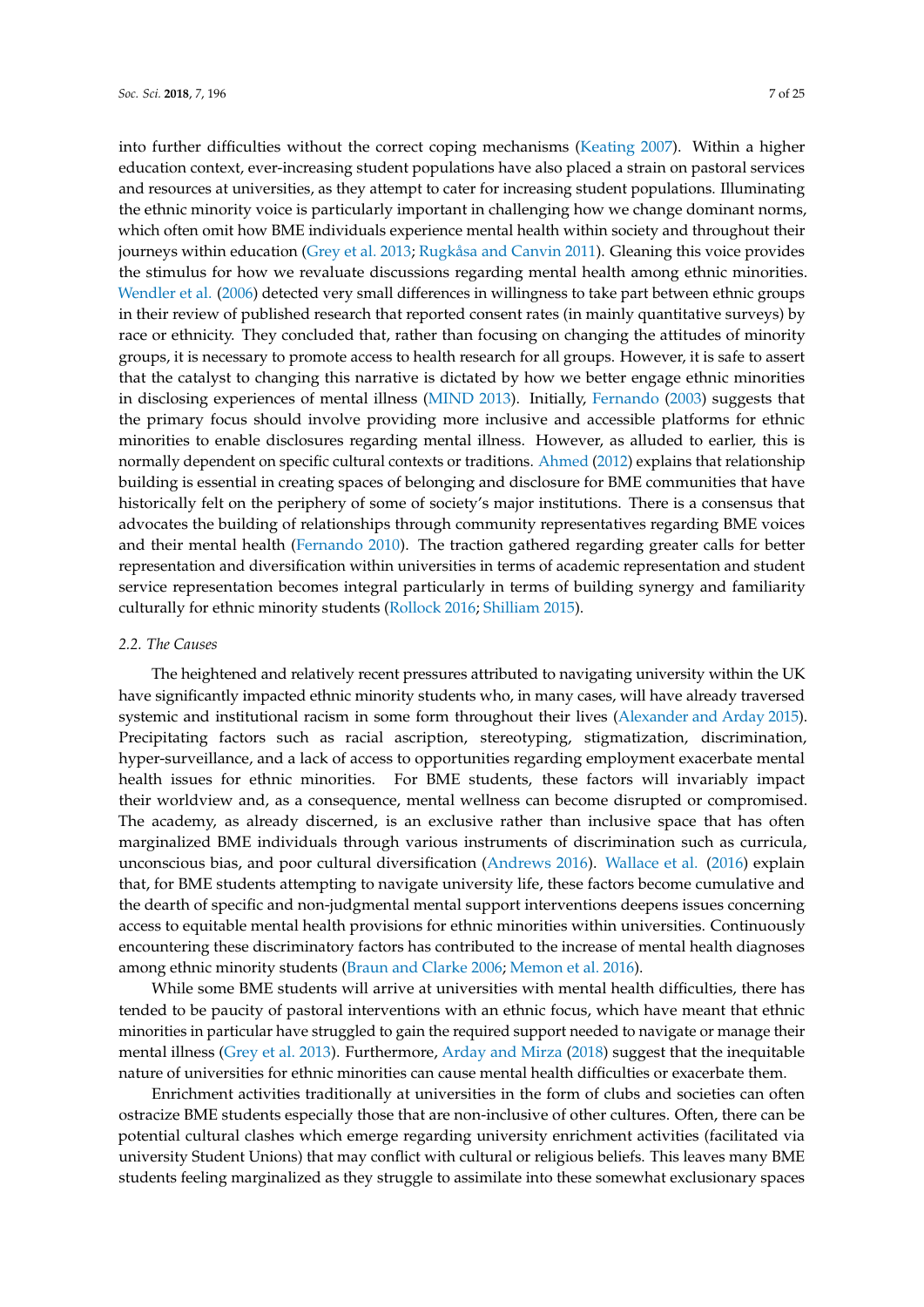into further difficulties without the correct coping mechanisms (Keating 2007). Within a higher education context, ever-increasing student populations have also placed a strain on pastoral services and resources at universities, as they attempt to cater for increasing student populations. Illuminating the ethnic minority voice is particularly important in challenging how we change dominant norms, which often omit how BME individuals experience mental health within society and throughout their journeys within education (Grey et al. 2013; Rugkåsa and Canvin 2011). Gleaning this voice provides the stimulus for how we revaluate discussions regarding mental health among ethnic minorities. Wendler et al. (2006) detected very small differences in willingness to take part between ethnic groups in their review of published research that reported consent rates (in mainly quantitative surveys) by race or ethnicity. They concluded that, rather than focusing on changing the attitudes of minority groups, it is necessary to promote access to health research for all groups. However, it is safe to assert that the catalyst to changing this narrative is dictated by how we better engage ethnic minorities in disclosing experiences of mental illness (MIND 2013). Initially, Fernando (2003) suggests that the primary focus should involve providing more inclusive and accessible platforms for ethnic minorities to enable disclosures regarding mental illness. However, as alluded to earlier, this is normally dependent on specific cultural contexts or traditions. Ahmed (2012) explains that relationship building is essential in creating spaces of belonging and disclosure for BME communities that have historically felt on the periphery of some of society's major institutions. There is a consensus that advocates the building of relationships through community representatives regarding BME voices and their mental health (Fernando 2010). The traction gathered regarding greater calls for better representation and diversification within universities in terms of academic representation and student service representation becomes integral particularly in terms of building synergy and familiarity culturally for ethnic minority students (Rollock 2016; Shilliam 2015).

### 2.2. The Causes

The heightened and relatively recent pressures attributed to navigating university within the UK have significantly impacted ethnic minority students who, in many cases, will have already traversed systemic and institutional racism in some form throughout their lives (Alexander and Arday 2015). Precipitating factors such as racial ascription, stereotyping, stigmatization, discrimination, hyper-surveillance, and a lack of access to opportunities regarding employment exacerbate mental health issues for ethnic minorities. For BME students, these factors will invariably impact their worldview and, as a consequence, mental wellness can become disrupted or compromised. The academy, as already discerned, is an exclusive rather than inclusive space that has often marginalized BME individuals through various instruments of discrimination such as curricula, unconscious bias, and poor cultural diversification (Andrews 2016). Wallace et al. (2016) explain that, for BME students attempting to navigate university life, these factors become cumulative and the dearth of specific and non-judgmental mental support interventions deepens issues concerning access to equitable mental health provisions for ethnic minorities within universities. Continuously encountering these discriminatory factors has contributed to the increase of mental health diagnoses among ethnic minority students (Braun and Clarke 2006; Memon et al. 2016).

While some BME students will arrive at universities with mental health difficulties, there has tended to be paucity of pastoral interventions with an ethnic focus, which have meant that ethnic minorities in particular have struggled to gain the required support needed to navigate or manage their mental illness (Grey et al. 2013). Furthermore, Arday and Mirza (2018) suggest that the inequitable nature of universities for ethnic minorities can cause mental health difficulties or exacerbate them.

Enrichment activities traditionally at universities in the form of clubs and societies can often ostracize BME students especially those that are non-inclusive of other cultures. Often, there can be potential cultural clashes which emerge regarding university enrichment activities (facilitated via university Student Unions) that may conflict with cultural or religious beliefs. This leaves many BME students feeling marginalized as they struggle to assimilate into these somewhat exclusionary spaces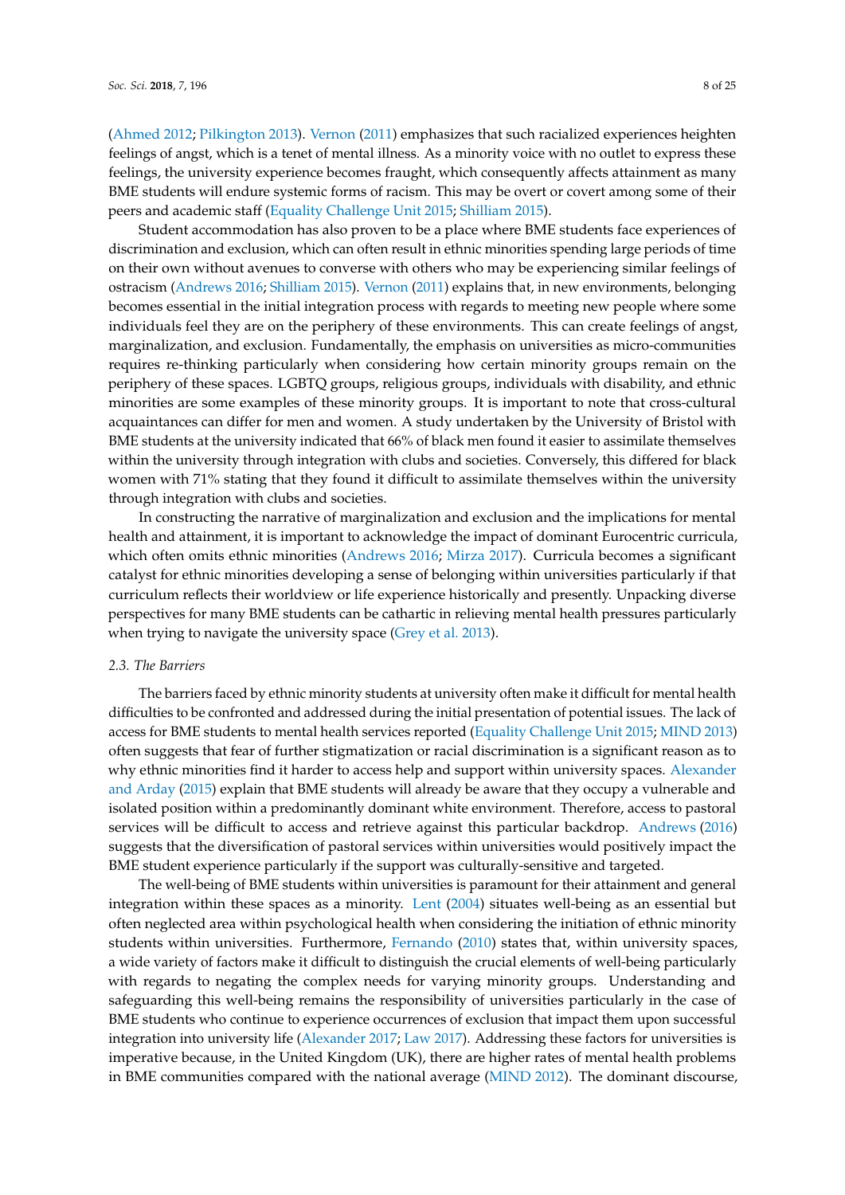(Ahmed 2012; Pilkington 2013). Vernon (2011) emphasizes that such racialized experiences heighten feelings of angst, which is a tenet of mental illness. As a minority voice with no outlet to express these feelings, the university experience becomes fraught, which consequently affects attainment as many BME students will endure systemic forms of racism. This may be overt or covert among some of their peers and academic staff (Equality Challenge Unit 2015; Shilliam 2015).

Student accommodation has also proven to be a place where BME students face experiences of discrimination and exclusion, which can often result in ethnic minorities spending large periods of time on their own without avenues to converse with others who may be experiencing similar feelings of ostracism (Andrews 2016; Shilliam 2015). Vernon (2011) explains that, in new environments, belonging becomes essential in the initial integration process with regards to meeting new people where some individuals feel they are on the periphery of these environments. This can create feelings of angst, marginalization, and exclusion. Fundamentally, the emphasis on universities as micro-communities requires re-thinking particularly when considering how certain minority groups remain on the periphery of these spaces. LGBTQ groups, religious groups, individuals with disability, and ethnic minorities are some examples of these minority groups. It is important to note that cross-cultural acquaintances can differ for men and women. A study undertaken by the University of Bristol with BME students at the university indicated that 66% of black men found it easier to assimilate themselves within the university through integration with clubs and societies. Conversely, this differed for black women with 71% stating that they found it difficult to assimilate themselves within the university through integration with clubs and societies.

In constructing the narrative of marginalization and exclusion and the implications for mental health and attainment, it is important to acknowledge the impact of dominant Eurocentric curricula, which often omits ethnic minorities (Andrews 2016; Mirza 2017). Curricula becomes a significant catalyst for ethnic minorities developing a sense of belonging within universities particularly if that curriculum reflects their worldview or life experience historically and presently. Unpacking diverse perspectives for many BME students can be cathartic in relieving mental health pressures particularly when trying to navigate the university space (Grey et al. 2013).

### 2.3. The Barriers

The barriers faced by ethnic minority students at university often make it difficult for mental health difficulties to be confronted and addressed during the initial presentation of potential issues. The lack of access for BME students to mental health services reported (Equality Challenge Unit 2015; MIND 2013) often suggests that fear of further stigmatization or racial discrimination is a significant reason as to why ethnic minorities find it harder to access help and support within university spaces. Alexander and Arday (2015) explain that BME students will already be aware that they occupy a vulnerable and isolated position within a predominantly dominant white environment. Therefore, access to pastoral services will be difficult to access and retrieve against this particular backdrop. Andrews (2016) suggests that the diversification of pastoral services within universities would positively impact the BME student experience particularly if the support was culturally-sensitive and targeted.

The well-being of BME students within universities is paramount for their attainment and general integration within these spaces as a minority. Lent (2004) situates well-being as an essential but often neglected area within psychological health when considering the initiation of ethnic minority students within universities. Furthermore, Fernando (2010) states that, within university spaces, a wide variety of factors make it difficult to distinguish the crucial elements of well-being particularly with regards to negating the complex needs for varying minority groups. Understanding and safeguarding this well-being remains the responsibility of universities particularly in the case of BME students who continue to experience occurrences of exclusion that impact them upon successful integration into university life (Alexander 2017; Law 2017). Addressing these factors for universities is imperative because, in the United Kingdom (UK), there are higher rates of mental health problems in BME communities compared with the national average (MIND 2012). The dominant discourse,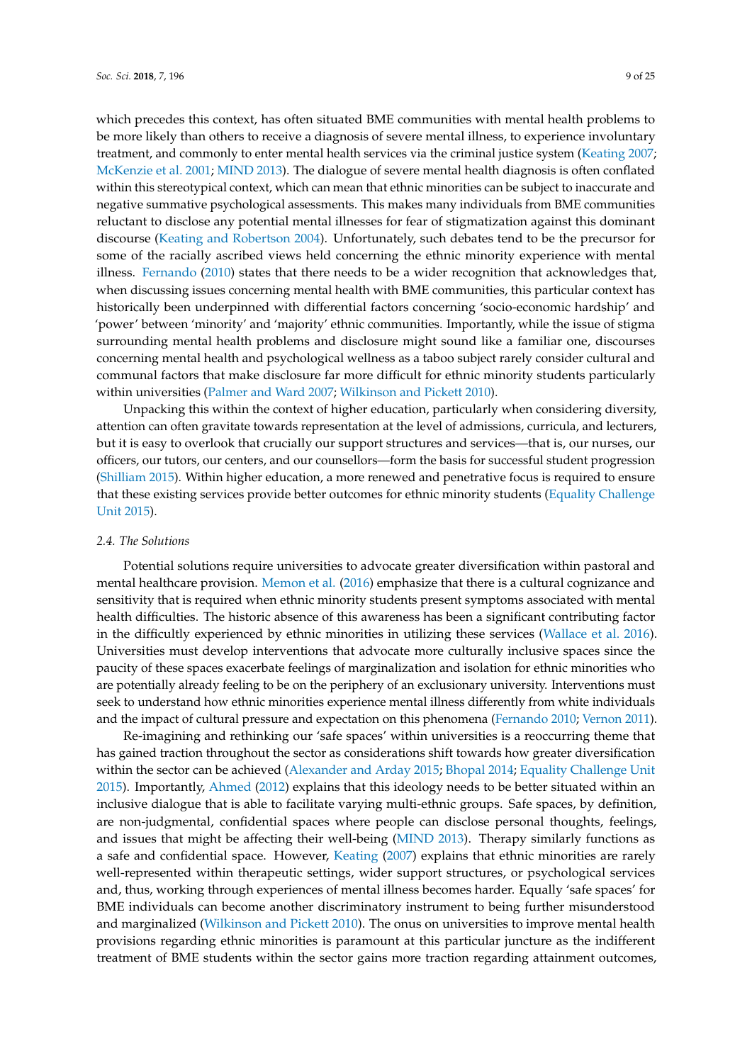which precedes this context, has often situated BME communities with mental health problems to be more likely than others to receive a diagnosis of severe mental illness, to experience involuntary treatment, and commonly to enter mental health services via the criminal justice system (Keating 2007; McKenzie et al. 2001; MIND 2013). The dialogue of severe mental health diagnosis is often conflated within this stereotypical context, which can mean that ethnic minorities can be subject to inaccurate and negative summative psychological assessments. This makes many individuals from BME communities reluctant to disclose any potential mental illnesses for fear of stigmatization against this dominant discourse (Keating and Robertson 2004). Unfortunately, such debates tend to be the precursor for some of the racially ascribed views held concerning the ethnic minority experience with mental illness. Fernando (2010) states that there needs to be a wider recognition that acknowledges that, when discussing issues concerning mental health with BME communities, this particular context has historically been underpinned with differential factors concerning 'socio-economic hardship' and 'power' between 'minority' and 'majority' ethnic communities. Importantly, while the issue of stigma surrounding mental health problems and disclosure might sound like a familiar one, discourses concerning mental health and psychological wellness as a taboo subject rarely consider cultural and communal factors that make disclosure far more difficult for ethnic minority students particularly within universities (Palmer and Ward 2007; Wilkinson and Pickett 2010).

Unpacking this within the context of higher education, particularly when considering diversity, attention can often gravitate towards representation at the level of admissions, curricula, and lecturers, but it is easy to overlook that crucially our support structures and services—that is, our nurses, our officers, our tutors, our centers, and our counsellors—form the basis for successful student progression (Shilliam 2015). Within higher education, a more renewed and penetrative focus is required to ensure that these existing services provide better outcomes for ethnic minority students (Equality Challenge Unit 2015).

### 2.4. The Solutions

Potential solutions require universities to advocate greater diversification within pastoral and mental healthcare provision. Memon et al. (2016) emphasize that there is a cultural cognizance and sensitivity that is required when ethnic minority students present symptoms associated with mental health difficulties. The historic absence of this awareness has been a significant contributing factor in the difficultly experienced by ethnic minorities in utilizing these services (Wallace et al. 2016). Universities must develop interventions that advocate more culturally inclusive spaces since the paucity of these spaces exacerbate feelings of marginalization and isolation for ethnic minorities who are potentially already feeling to be on the periphery of an exclusionary university. Interventions must seek to understand how ethnic minorities experience mental illness differently from white individuals and the impact of cultural pressure and expectation on this phenomena (Fernando 2010; Vernon 2011).

Re-imagining and rethinking our 'safe spaces' within universities is a reoccurring theme that has gained traction throughout the sector as considerations shift towards how greater diversification within the sector can be achieved (Alexander and Arday 2015; Bhopal 2014; Equality Challenge Unit 2015). Importantly, Ahmed (2012) explains that this ideology needs to be better situated within an inclusive dialogue that is able to facilitate varying multi-ethnic groups. Safe spaces, by definition, are non-judgmental, confidential spaces where people can disclose personal thoughts, feelings, and issues that might be affecting their well-being (MIND 2013). Therapy similarly functions as a safe and confidential space. However, Keating (2007) explains that ethnic minorities are rarely well-represented within therapeutic settings, wider support structures, or psychological services and, thus, working through experiences of mental illness becomes harder. Equally 'safe spaces' for BME individuals can become another discriminatory instrument to being further misunderstood and marginalized (Wilkinson and Pickett 2010). The onus on universities to improve mental health provisions regarding ethnic minorities is paramount at this particular juncture as the indifferent treatment of BME students within the sector gains more traction regarding attainment outcomes,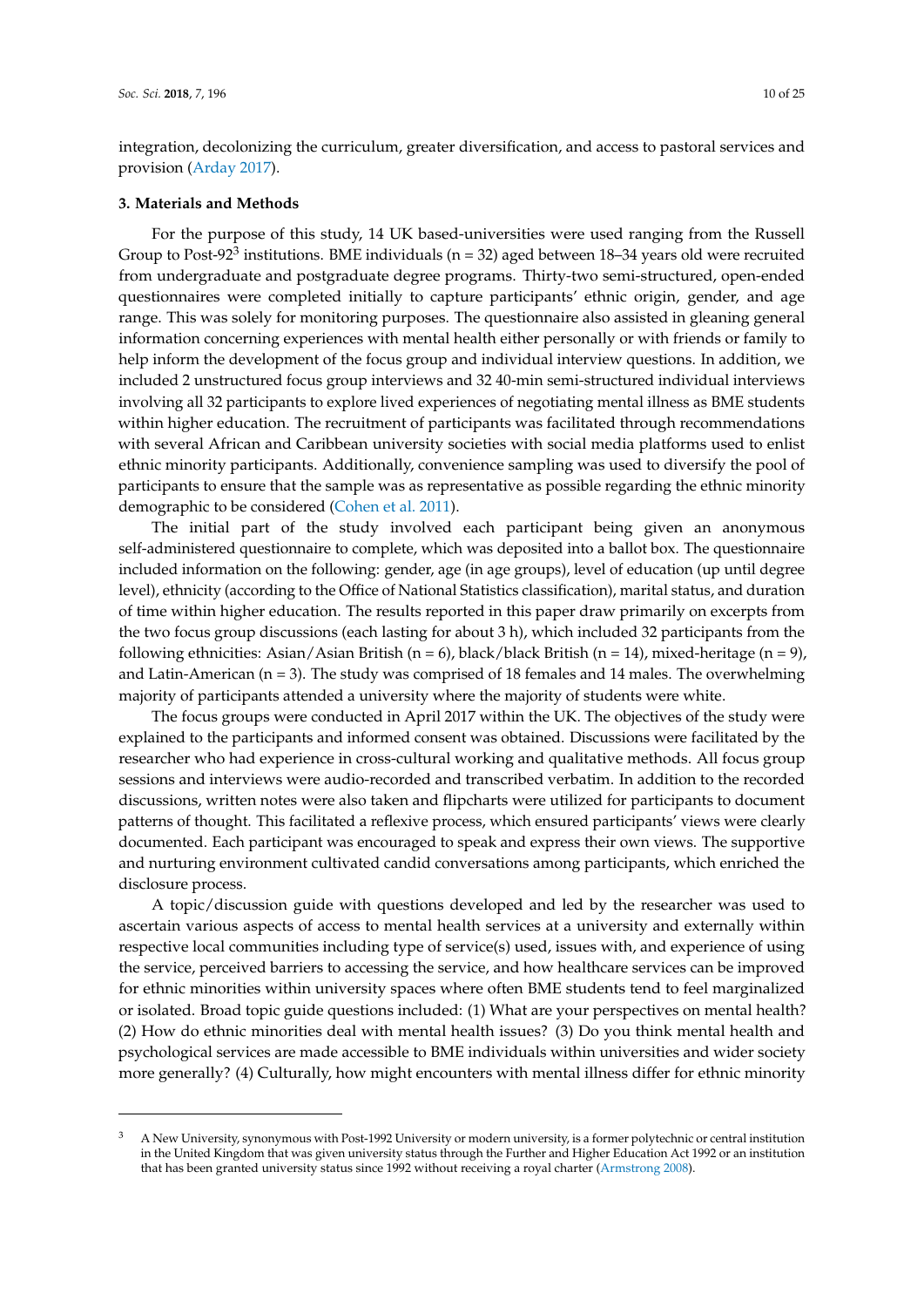integration, decolonizing the curriculum, greater diversification, and access to pastoral services and provision (Arday 2017).

### 3. Materials and Methods

For the purpose of this study, 14 UK based-universities were used ranging from the Russell Group to Post-92[3] institutions. BME individuals (n = 32) aged between 18–34 years old were recruited from undergraduate and postgraduate degree programs. Thirty-two semi-structured, open-ended questionnaires were completed initially to capture participants' ethnic origin, gender, and age range. This was solely for monitoring purposes. The questionnaire also assisted in gleaning general information concerning experiences with mental health either personally or with friends or family to help inform the development of the focus group and individual interview questions. In addition, we included 2 unstructured focus group interviews and 32 40-min semi-structured individual interviews involving all 32 participants to explore lived experiences of negotiating mental illness as BME students within higher education. The recruitment of participants was facilitated through recommendations with several African and Caribbean university societies with social media platforms used to enlist ethnic minority participants. Additionally, convenience sampling was used to diversify the pool of participants to ensure that the sample was as representative as possible regarding the ethnic minority demographic to be considered (Cohen et al. 2011).

The initial part of the study involved each participant being given an anonymous self-administered questionnaire to complete, which was deposited into a ballot box. The questionnaire included information on the following: gender, age (in age groups), level of education (up until degree level), ethnicity (according to the Office of National Statistics classification), marital status, and duration of time within higher education. The results reported in this paper draw primarily on excerpts from the two focus group discussions (each lasting for about 3 h), which included 32 participants from the following ethnicities: Asian/Asian British (n = 6), black/black British (n = 14), mixed-heritage (n = 9), and Latin-American (n = 3). The study was comprised of 18 females and 14 males. The overwhelming majority of participants attended a university where the majority of students were white.

The focus groups were conducted in April 2017 within the UK. The objectives of the study were explained to the participants and informed consent was obtained. Discussions were facilitated by the researcher who had experience in cross-cultural working and qualitative methods. All focus group sessions and interviews were audio-recorded and transcribed verbatim. In addition to the recorded discussions, written notes were also taken and flipcharts were utilized for participants to document patterns of thought. This facilitated a reflexive process, which ensured participants' views were clearly documented. Each participant was encouraged to speak and express their own views. The supportive and nurturing environment cultivated candid conversations among participants, which enriched the disclosure process.

A topic/discussion guide with questions developed and led by the researcher was used to ascertain various aspects of access to mental health services at a university and externally within respective local communities including type of service(s) used, issues with, and experience of using the service, perceived barriers to accessing the service, and how healthcare services can be improved for ethnic minorities within university spaces where often BME students tend to feel marginalized or isolated. Broad topic guide questions included: (1) What are your perspectives on mental health? (2) How do ethnic minorities deal with mental health issues? (3) Do you think mental health and psychological services are made accessible to BME individuals within universities and wider society more generally? (4) Culturally, how might encounters with mental illness differ for ethnic minority

---

[3] A New University, synonymous with Post-1992 University or modern university, is a former polytechnic or central institution in the United Kingdom that was given university status through the Further and Higher Education Act 1992 or an institution that has been granted university status since 1992 without receiving a royal charter (Armstrong 2008).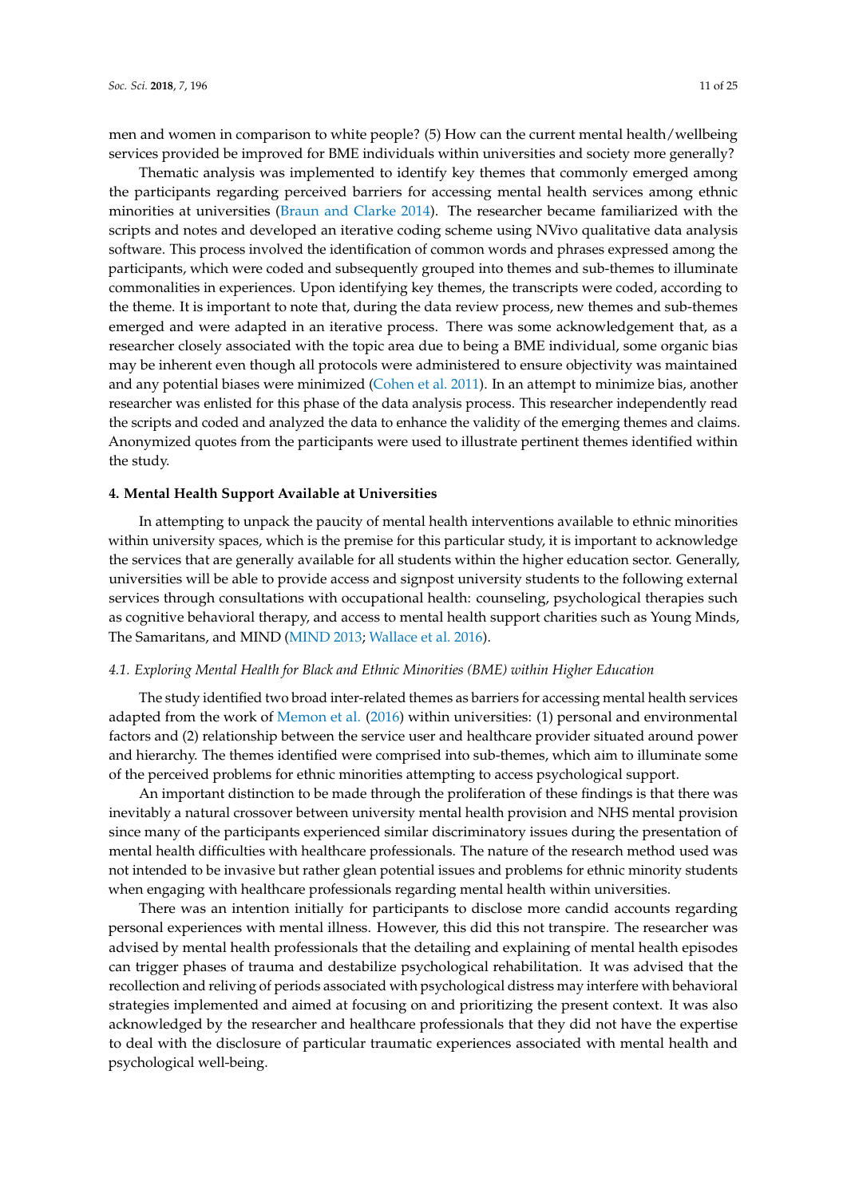men and women in comparison to white people? (5) How can the current mental health/wellbeing services provided be improved for BME individuals within universities and society more generally?

Thematic analysis was implemented to identify key themes that commonly emerged among the participants regarding perceived barriers for accessing mental health services among ethnic minorities at universities (Braun and Clarke 2014). The researcher became familiarized with the scripts and notes and developed an iterative coding scheme using NVivo qualitative data analysis software. This process involved the identification of common words and phrases expressed among the participants, which were coded and subsequently grouped into themes and sub-themes to illuminate commonalities in experiences. Upon identifying key themes, the transcripts were coded, according to the theme. It is important to note that, during the data review process, new themes and sub-themes emerged and were adapted in an iterative process. There was some acknowledgement that, as a researcher closely associated with the topic area due to being a BME individual, some organic bias may be inherent even though all protocols were administered to ensure objectivity was maintained and any potential biases were minimized (Cohen et al. 2011). In an attempt to minimize bias, another researcher was enlisted for this phase of the data analysis process. This researcher independently read the scripts and coded and analyzed the data to enhance the validity of the emerging themes and claims. Anonymized quotes from the participants were used to illustrate pertinent themes identified within the study.

## 4. Mental Health Support Available at Universities

In attempting to unpack the paucity of mental health interventions available to ethnic minorities within university spaces, which is the premise for this particular study, it is important to acknowledge the services that are generally available for all students within the higher education sector. Generally, universities will be able to provide access and signpost university students to the following external services through consultations with occupational health: counseling, psychological therapies such as cognitive behavioral therapy, and access to mental health support charities such as Young Minds, The Samaritans, and MIND (MIND 2013; Wallace et al. 2016).

### *4.1. Exploring Mental Health for Black and Ethnic Minorities (BME) within Higher Education*

The study identified two broad inter-related themes as barriers for accessing mental health services adapted from the work of Memon et al. (2016) within universities: (1) personal and environmental factors and (2) relationship between the service user and healthcare provider situated around power and hierarchy. The themes identified were comprised into sub-themes, which aim to illuminate some of the perceived problems for ethnic minorities attempting to access psychological support.

An important distinction to be made through the proliferation of these findings is that there was inevitably a natural crossover between university mental health provision and NHS mental provision since many of the participants experienced similar discriminatory issues during the presentation of mental health difficulties with healthcare professionals. The nature of the research method used was not intended to be invasive but rather glean potential issues and problems for ethnic minority students when engaging with healthcare professionals regarding mental health within universities.

There was an intention initially for participants to disclose more candid accounts regarding personal experiences with mental illness. However, this did this not transpire. The researcher was advised by mental health professionals that the detailing and explaining of mental health episodes can trigger phases of trauma and destabilize psychological rehabilitation. It was advised that the recollection and reliving of periods associated with psychological distress may interfere with behavioral strategies implemented and aimed at focusing on and prioritizing the present context. It was also acknowledged by the researcher and healthcare professionals that they did not have the expertise to deal with the disclosure of particular traumatic experiences associated with mental health and psychological well-being.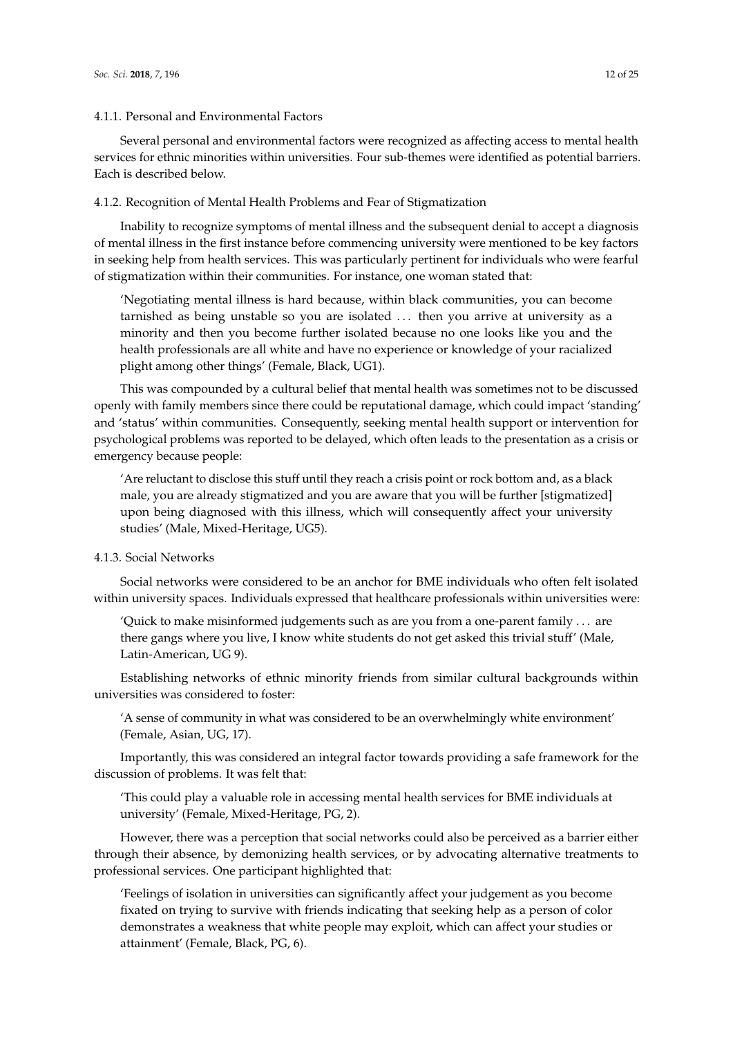#### 4.1.1. Personal and Environmental Factors

Several personal and environmental factors were recognized as affecting access to mental health services for ethnic minorities within universities. Four sub-themes were identified as potential barriers. Each is described below.

#### 4.1.2. Recognition of Mental Health Problems and Fear of Stigmatization

Inability to recognize symptoms of mental illness and the subsequent denial to accept a diagnosis of mental illness in the first instance before commencing university were mentioned to be key factors in seeking help from health services. This was particularly pertinent for individuals who were fearful of stigmatization within their communities. For instance, one woman stated that:

> 'Negotiating mental illness is hard because, within black communities, you can become tarnished as being unstable so you are isolated ... then you arrive at university as a minority and then you become further isolated because no one looks like you and the health professionals are all white and have no experience or knowledge of your racialized plight among other things' (Female, Black, UG1).

This was compounded by a cultural belief that mental health was sometimes not to be discussed openly with family members since there could be reputational damage, which could impact 'standing' and 'status' within communities. Consequently, seeking mental health support or intervention for psychological problems was reported to be delayed, which often leads to the presentation as a crisis or emergency because people:

> 'Are reluctant to disclose this stuff until they reach a crisis point or rock bottom and, as a black male, you are already stigmatized and you are aware that you will be further [stigmatized] upon being diagnosed with this illness, which will consequently affect your university studies' (Male, Mixed-Heritage, UG5).

#### 4.1.3. Social Networks

Social networks were considered to be an anchor for BME individuals who often felt isolated within university spaces. Individuals expressed that healthcare professionals within universities were:

> 'Quick to make misinformed judgements such as are you from a one-parent family ... are there gangs where you live, I know white students do not get asked this trivial stuff' (Male, Latin-American, UG 9).

Establishing networks of ethnic minority friends from similar cultural backgrounds within universities was considered to foster:

> 'A sense of community in what was considered to be an overwhelmingly white environment' (Female, Asian, UG, 17).

Importantly, this was considered an integral factor towards providing a safe framework for the discussion of problems. It was felt that:

> 'This could play a valuable role in accessing mental health services for BME individuals at university' (Female, Mixed-Heritage, PG, 2).

However, there was a perception that social networks could also be perceived as a barrier either through their absence, by demonizing health services, or by advocating alternative treatments to professional services. One participant highlighted that:

> 'Feelings of isolation in universities can significantly affect your judgement as you become fixated on trying to survive with friends indicating that seeking help as a person of color demonstrates a weakness that white people may exploit, which can affect your studies or attainment' (Female, Black, PG, 6).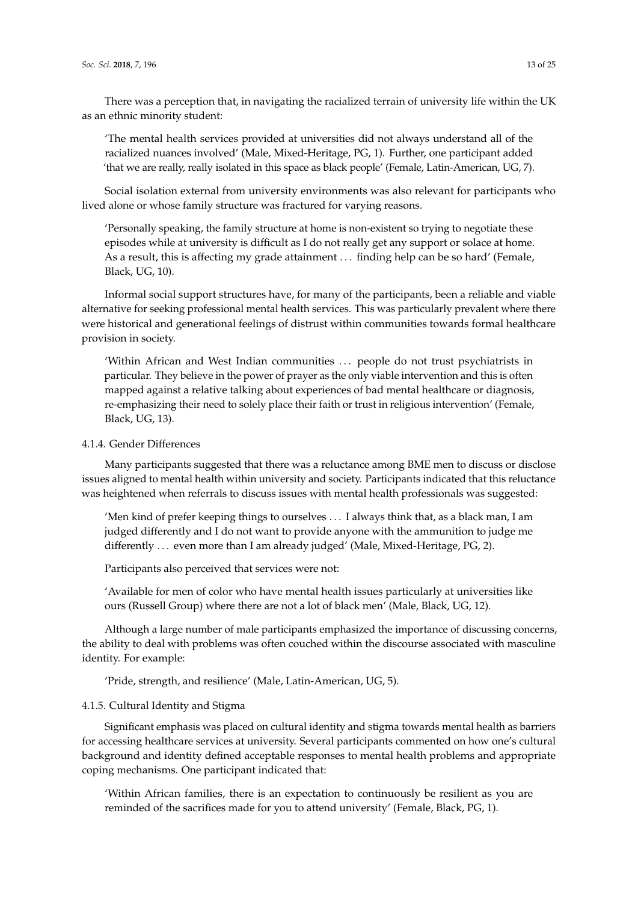There was a perception that, in navigating the racialized terrain of university life within the UK as an ethnic minority student:

> 'The mental health services provided at universities did not always understand all of the racialized nuances involved' (Male, Mixed-Heritage, PG, 1). Further, one participant added 'that we are really, really isolated in this space as black people' (Female, Latin-American, UG, 7).

Social isolation external from university environments was also relevant for participants who lived alone or whose family structure was fractured for varying reasons.

> 'Personally speaking, the family structure at home is non-existent so trying to negotiate these episodes while at university is difficult as I do not really get any support or solace at home. As a result, this is affecting my grade attainment ... finding help can be so hard' (Female, Black, UG, 10).

Informal social support structures have, for many of the participants, been a reliable and viable alternative for seeking professional mental health services. This was particularly prevalent where there were historical and generational feelings of distrust within communities towards formal healthcare provision in society.

> 'Within African and West Indian communities ... people do not trust psychiatrists in particular. They believe in the power of prayer as the only viable intervention and this is often mapped against a relative talking about experiences of bad mental healthcare or diagnosis, re-emphasizing their need to solely place their faith or trust in religious intervention' (Female, Black, UG, 13).

#### 4.1.4. Gender Differences

Many participants suggested that there was a reluctance among BME men to discuss or disclose issues aligned to mental health within university and society. Participants indicated that this reluctance was heightened when referrals to discuss issues with mental health professionals was suggested:

> 'Men kind of prefer keeping things to ourselves ... I always think that, as a black man, I am judged differently and I do not want to provide anyone with the ammunition to judge me differently ... even more than I am already judged' (Male, Mixed-Heritage, PG, 2).

Participants also perceived that services were not:

> 'Available for men of color who have mental health issues particularly at universities like ours (Russell Group) where there are not a lot of black men' (Male, Black, UG, 12).

Although a large number of male participants emphasized the importance of discussing concerns, the ability to deal with problems was often couched within the discourse associated with masculine identity. For example:

> 'Pride, strength, and resilience' (Male, Latin-American, UG, 5).

#### 4.1.5. Cultural Identity and Stigma

Significant emphasis was placed on cultural identity and stigma towards mental health as barriers for accessing healthcare services at university. Several participants commented on how one's cultural background and identity defined acceptable responses to mental health problems and appropriate coping mechanisms. One participant indicated that:

> 'Within African families, there is an expectation to continuously be resilient as you are reminded of the sacrifices made for you to attend university' (Female, Black, PG, 1).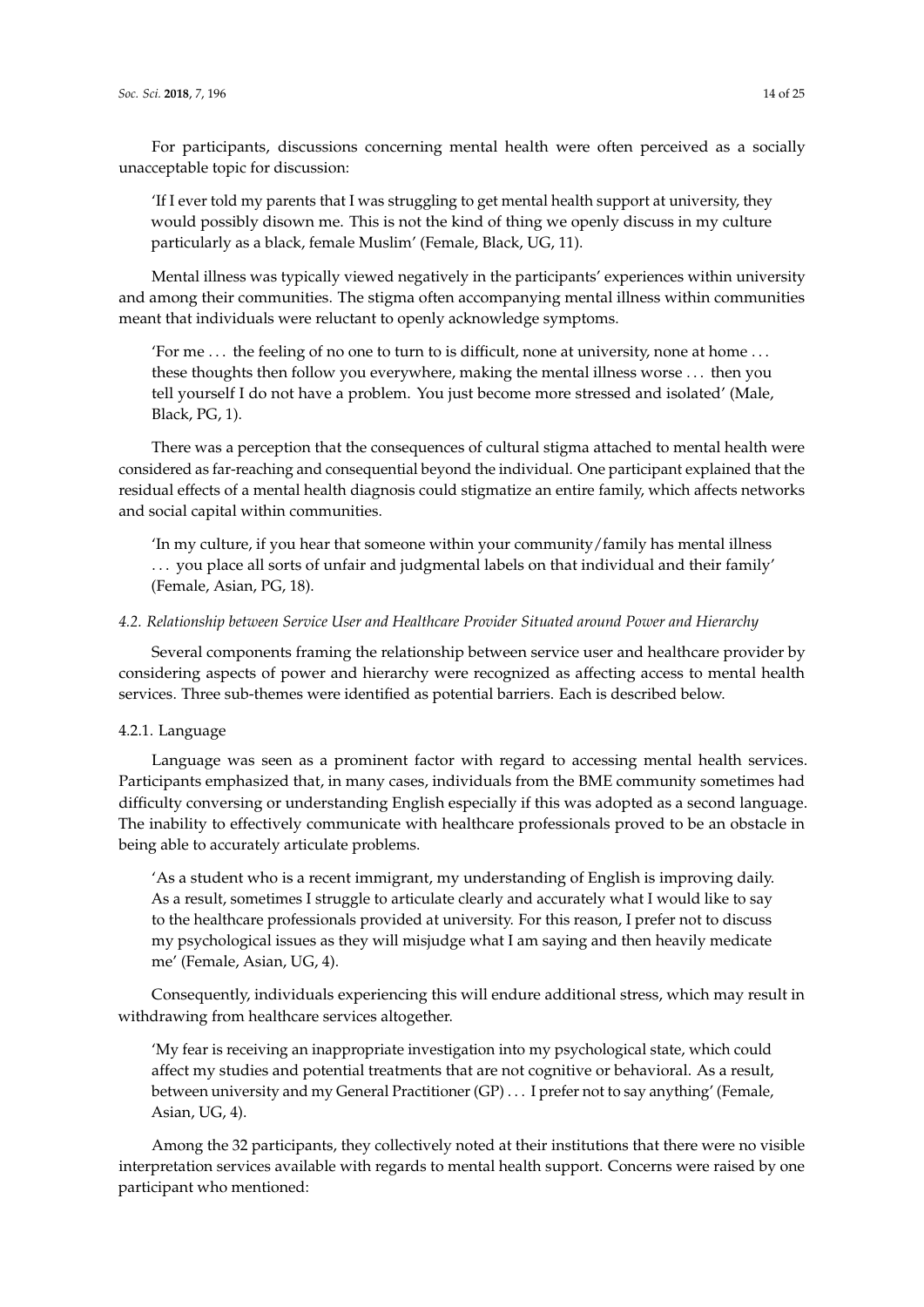For participants, discussions concerning mental health were often perceived as a socially unacceptable topic for discussion:

> 'If I ever told my parents that I was struggling to get mental health support at university, they would possibly disown me. This is not the kind of thing we openly discuss in my culture particularly as a black, female Muslim' (Female, Black, UG, 11).

Mental illness was typically viewed negatively in the participants' experiences within university and among their communities. The stigma often accompanying mental illness within communities meant that individuals were reluctant to openly acknowledge symptoms.

> 'For me ... the feeling of no one to turn to is difficult, none at university, none at home ... these thoughts then follow you everywhere, making the mental illness worse ... then you tell yourself I do not have a problem. You just become more stressed and isolated' (Male, Black, PG, 1).

There was a perception that the consequences of cultural stigma attached to mental health were considered as far-reaching and consequential beyond the individual. One participant explained that the residual effects of a mental health diagnosis could stigmatize an entire family, which affects networks and social capital within communities.

> 'In my culture, if you hear that someone within your community/family has mental illness ... you place all sorts of unfair and judgmental labels on that individual and their family' (Female, Asian, PG, 18).

### *4.2. Relationship between Service User and Healthcare Provider Situated around Power and Hierarchy*

Several components framing the relationship between service user and healthcare provider by considering aspects of power and hierarchy were recognized as affecting access to mental health services. Three sub-themes were identified as potential barriers. Each is described below.

#### 4.2.1. Language

Language was seen as a prominent factor with regard to accessing mental health services. Participants emphasized that, in many cases, individuals from the BME community sometimes had difficulty conversing or understanding English especially if this was adopted as a second language. The inability to effectively communicate with healthcare professionals proved to be an obstacle in being able to accurately articulate problems.

> 'As a student who is a recent immigrant, my understanding of English is improving daily. As a result, sometimes I struggle to articulate clearly and accurately what I would like to say to the healthcare professionals provided at university. For this reason, I prefer not to discuss my psychological issues as they will misjudge what I am saying and then heavily medicate me' (Female, Asian, UG, 4).

Consequently, individuals experiencing this will endure additional stress, which may result in withdrawing from healthcare services altogether.

> 'My fear is receiving an inappropriate investigation into my psychological state, which could affect my studies and potential treatments that are not cognitive or behavioral. As a result, between university and my General Practitioner (GP) ... I prefer not to say anything' (Female, Asian, UG, 4).

Among the 32 participants, they collectively noted at their institutions that there were no visible interpretation services available with regards to mental health support. Concerns were raised by one participant who mentioned: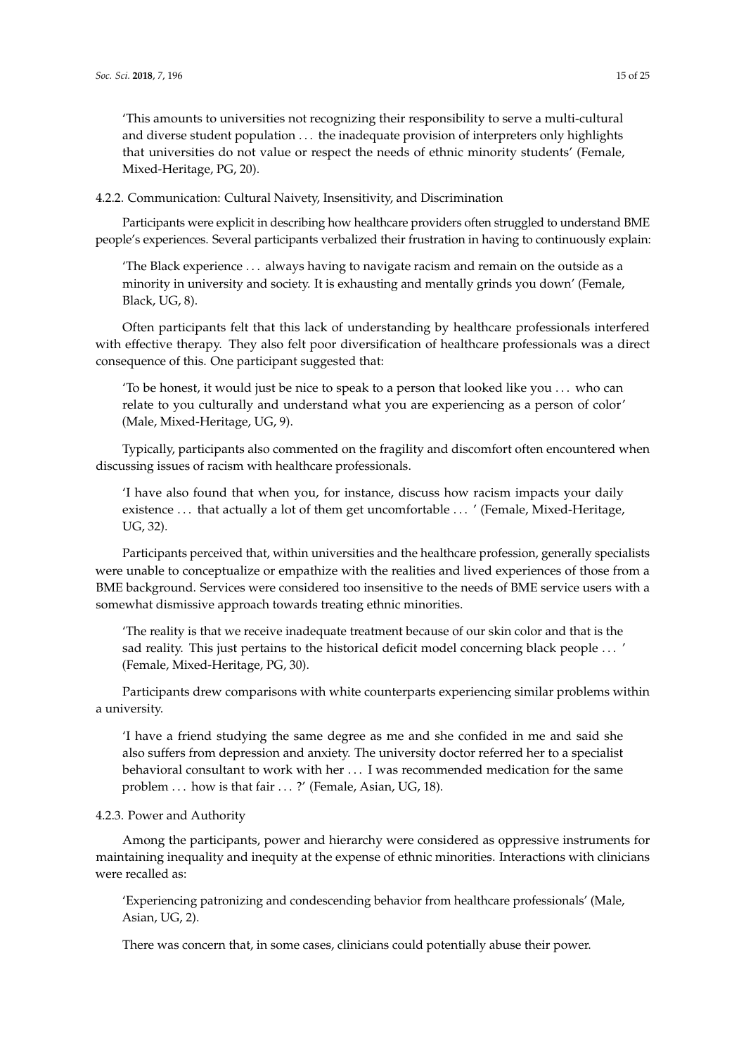'This amounts to universities not recognizing their responsibility to serve a multi-cultural and diverse student population . . . the inadequate provision of interpreters only highlights that universities do not value or respect the needs of ethnic minority students' (Female, Mixed-Heritage, PG, 20).

#### 4.2.2. Communication: Cultural Naivety, Insensitivity, and Discrimination

Participants were explicit in describing how healthcare providers often struggled to understand BME people's experiences. Several participants verbalized their frustration in having to continuously explain:

'The Black experience . . . always having to navigate racism and remain on the outside as a minority in university and society. It is exhausting and mentally grinds you down' (Female, Black, UG, 8).

Often participants felt that this lack of understanding by healthcare professionals interfered with effective therapy. They also felt poor diversification of healthcare professionals was a direct consequence of this. One participant suggested that:

'To be honest, it would just be nice to speak to a person that looked like you . . . who can relate to you culturally and understand what you are experiencing as a person of color' (Male, Mixed-Heritage, UG, 9).

Typically, participants also commented on the fragility and discomfort often encountered when discussing issues of racism with healthcare professionals.

'I have also found that when you, for instance, discuss how racism impacts your daily existence . . . that actually a lot of them get uncomfortable . . . ' (Female, Mixed-Heritage, UG, 32).

Participants perceived that, within universities and the healthcare profession, generally specialists were unable to conceptualize or empathize with the realities and lived experiences of those from a BME background. Services were considered too insensitive to the needs of BME service users with a somewhat dismissive approach towards treating ethnic minorities.

'The reality is that we receive inadequate treatment because of our skin color and that is the sad reality. This just pertains to the historical deficit model concerning black people . . . ' (Female, Mixed-Heritage, PG, 30).

Participants drew comparisons with white counterparts experiencing similar problems within a university.

'I have a friend studying the same degree as me and she confided in me and said she also suffers from depression and anxiety. The university doctor referred her to a specialist behavioral consultant to work with her . . . I was recommended medication for the same problem . . . how is that fair . . . ?' (Female, Asian, UG, 18).

#### 4.2.3. Power and Authority

Among the participants, power and hierarchy were considered as oppressive instruments for maintaining inequality and inequity at the expense of ethnic minorities. Interactions with clinicians were recalled as:

'Experiencing patronizing and condescending behavior from healthcare professionals' (Male, Asian, UG, 2).

There was concern that, in some cases, clinicians could potentially abuse their power.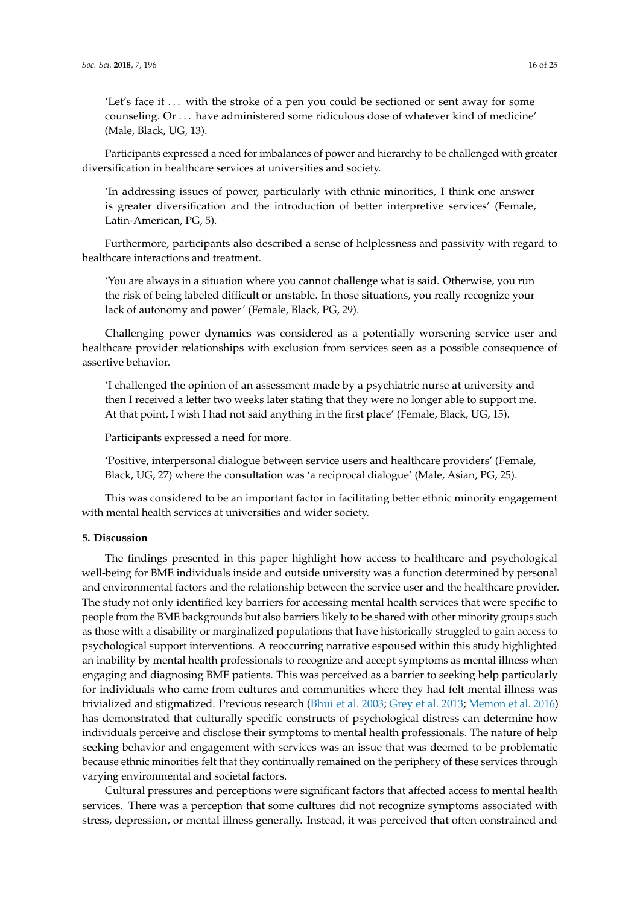'Let's face it ... with the stroke of a pen you could be sectioned or sent away for some counseling. Or ... have administered some ridiculous dose of whatever kind of medicine' (Male, Black, UG, 13).

Participants expressed a need for imbalances of power and hierarchy to be challenged with greater diversification in healthcare services at universities and society.

> 'In addressing issues of power, particularly with ethnic minorities, I think one answer is greater diversification and the introduction of better interpretive services' (Female, Latin-American, PG, 5).

Furthermore, participants also described a sense of helplessness and passivity with regard to healthcare interactions and treatment.

> 'You are always in a situation where you cannot challenge what is said. Otherwise, you run the risk of being labeled difficult or unstable. In those situations, you really recognize your lack of autonomy and power' (Female, Black, PG, 29).

Challenging power dynamics was considered as a potentially worsening service user and healthcare provider relationships with exclusion from services seen as a possible consequence of assertive behavior.

> 'I challenged the opinion of an assessment made by a psychiatric nurse at university and then I received a letter two weeks later stating that they were no longer able to support me. At that point, I wish I had not said anything in the first place' (Female, Black, UG, 15).

Participants expressed a need for more.

> 'Positive, interpersonal dialogue between service users and healthcare providers' (Female, Black, UG, 27) where the consultation was 'a reciprocal dialogue' (Male, Asian, PG, 25).

This was considered to be an important factor in facilitating better ethnic minority engagement with mental health services at universities and wider society.

## 5. Discussion

The findings presented in this paper highlight how access to healthcare and psychological well-being for BME individuals inside and outside university was a function determined by personal and environmental factors and the relationship between the service user and the healthcare provider. The study not only identified key barriers for accessing mental health services that were specific to people from the BME backgrounds but also barriers likely to be shared with other minority groups such as those with a disability or marginalized populations that have historically struggled to gain access to psychological support interventions. A reoccurring narrative espoused within this study highlighted an inability by mental health professionals to recognize and accept symptoms as mental illness when engaging and diagnosing BME patients. This was perceived as a barrier to seeking help particularly for individuals who came from cultures and communities where they had felt mental illness was trivialized and stigmatized. Previous research (Bhui et al. 2003; Grey et al. 2013; Memon et al. 2016) has demonstrated that culturally specific constructs of psychological distress can determine how individuals perceive and disclose their symptoms to mental health professionals. The nature of help seeking behavior and engagement with services was an issue that was deemed to be problematic because ethnic minorities felt that they continually remained on the periphery of these services through varying environmental and societal factors.

Cultural pressures and perceptions were significant factors that affected access to mental health services. There was a perception that some cultures did not recognize symptoms associated with stress, depression, or mental illness generally. Instead, it was perceived that often constrained and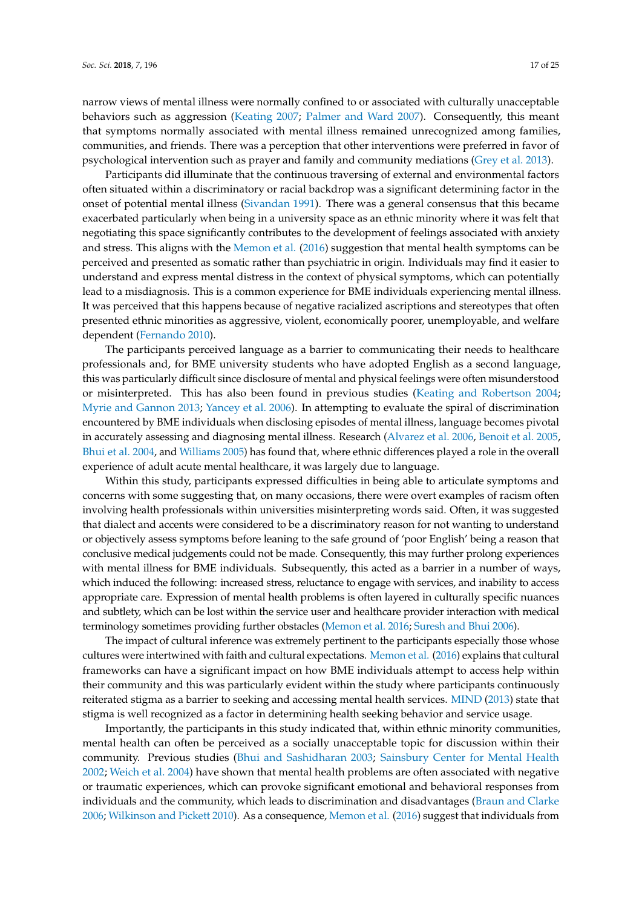narrow views of mental illness were normally confined to or associated with culturally unacceptable behaviors such as aggression (Keating 2007; Palmer and Ward 2007). Consequently, this meant that symptoms normally associated with mental illness remained unrecognized among families, communities, and friends. There was a perception that other interventions were preferred in favor of psychological intervention such as prayer and family and community mediations (Grey et al. 2013).

Participants did illuminate that the continuous traversing of external and environmental factors often situated within a discriminatory or racial backdrop was a significant determining factor in the onset of potential mental illness (Sivandan 1991). There was a general consensus that this became exacerbated particularly when being in a university space as an ethnic minority where it was felt that negotiating this space significantly contributes to the development of feelings associated with anxiety and stress. This aligns with the Memon et al. (2016) suggestion that mental health symptoms can be perceived and presented as somatic rather than psychiatric in origin. Individuals may find it easier to understand and express mental distress in the context of physical symptoms, which can potentially lead to a misdiagnosis. This is a common experience for BME individuals experiencing mental illness. It was perceived that this happens because of negative racialized ascriptions and stereotypes that often presented ethnic minorities as aggressive, violent, economically poorer, unemployable, and welfare dependent (Fernando 2010).

The participants perceived language as a barrier to communicating their needs to healthcare professionals and, for BME university students who have adopted English as a second language, this was particularly difficult since disclosure of mental and physical feelings were often misunderstood or misinterpreted. This has also been found in previous studies (Keating and Robertson 2004; Myrie and Gannon 2013; Yancey et al. 2006). In attempting to evaluate the spiral of discrimination encountered by BME individuals when disclosing episodes of mental illness, language becomes pivotal in accurately assessing and diagnosing mental illness. Research (Alvarez et al. 2006, Benoit et al. 2005, Bhui et al. 2004, and Williams 2005) has found that, where ethnic differences played a role in the overall experience of adult acute mental healthcare, it was largely due to language.

Within this study, participants expressed difficulties in being able to articulate symptoms and concerns with some suggesting that, on many occasions, there were overt examples of racism often involving health professionals within universities misinterpreting words said. Often, it was suggested that dialect and accents were considered to be a discriminatory reason for not wanting to understand or objectively assess symptoms before leaning to the safe ground of 'poor English' being a reason that conclusive medical judgements could not be made. Consequently, this may further prolong experiences with mental illness for BME individuals. Subsequently, this acted as a barrier in a number of ways, which induced the following: increased stress, reluctance to engage with services, and inability to access appropriate care. Expression of mental health problems is often layered in culturally specific nuances and subtlety, which can be lost within the service user and healthcare provider interaction with medical terminology sometimes providing further obstacles (Memon et al. 2016; Suresh and Bhui 2006).

The impact of cultural inference was extremely pertinent to the participants especially those whose cultures were intertwined with faith and cultural expectations. Memon et al. (2016) explains that cultural frameworks can have a significant impact on how BME individuals attempt to access help within their community and this was particularly evident within the study where participants continuously reiterated stigma as a barrier to seeking and accessing mental health services. MIND (2013) state that stigma is well recognized as a factor in determining health seeking behavior and service usage.

Importantly, the participants in this study indicated that, within ethnic minority communities, mental health can often be perceived as a socially unacceptable topic for discussion within their community. Previous studies (Bhui and Sashidharan 2003; Sainsbury Center for Mental Health 2002; Weich et al. 2004) have shown that mental health problems are often associated with negative or traumatic experiences, which can provoke significant emotional and behavioral responses from individuals and the community, which leads to discrimination and disadvantages (Braun and Clarke 2006; Wilkinson and Pickett 2010). As a consequence, Memon et al. (2016) suggest that individuals from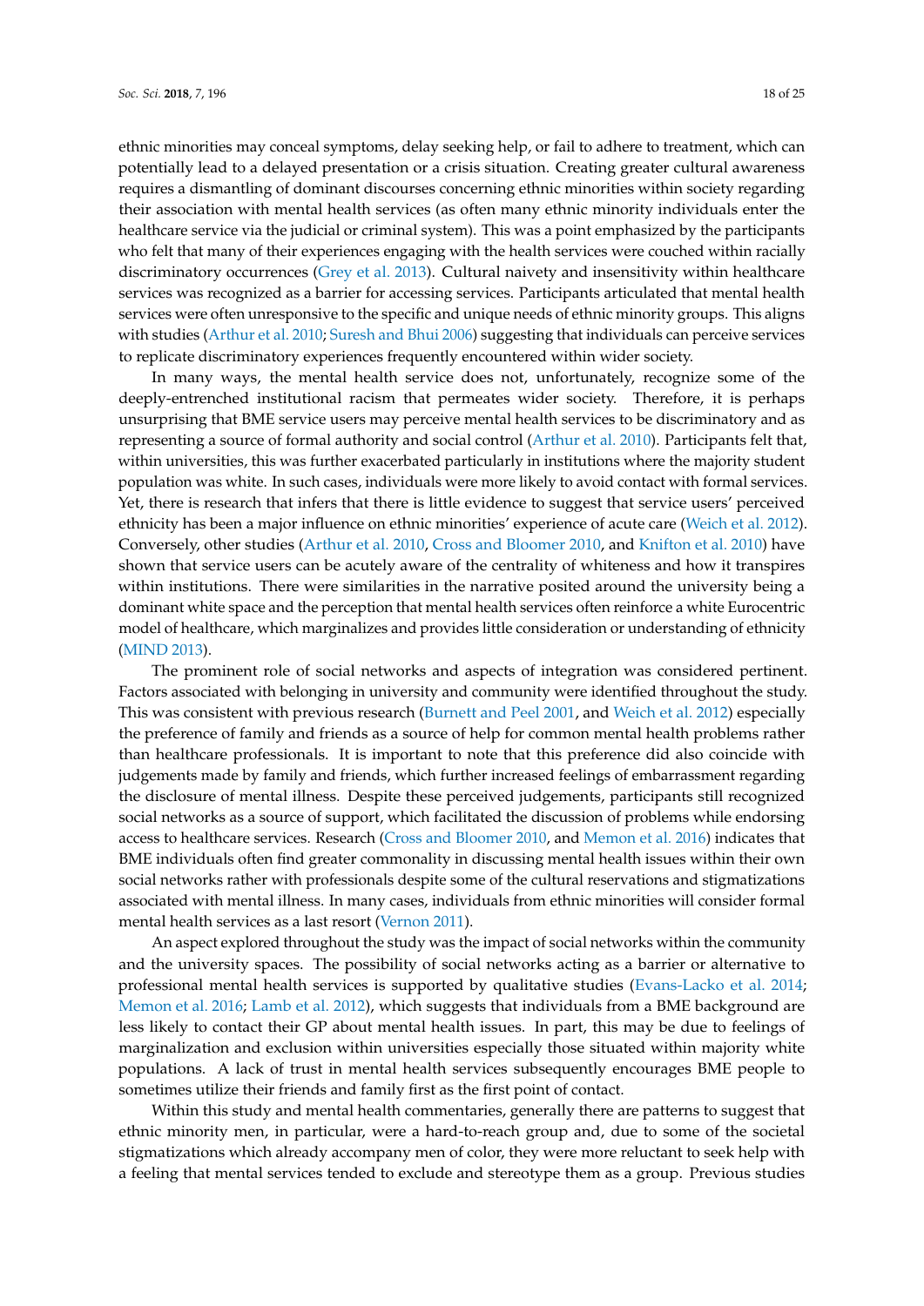ethnic minorities may conceal symptoms, delay seeking help, or fail to adhere to treatment, which can potentially lead to a delayed presentation or a crisis situation. Creating greater cultural awareness requires a dismantling of dominant discourses concerning ethnic minorities within society regarding their association with mental health services (as often many ethnic minority individuals enter the healthcare service via the judicial or criminal system). This was a point emphasized by the participants who felt that many of their experiences engaging with the health services were couched within racially discriminatory occurrences (Grey et al. 2013). Cultural naivety and insensitivity within healthcare services was recognized as a barrier for accessing services. Participants articulated that mental health services were often unresponsive to the specific and unique needs of ethnic minority groups. This aligns with studies (Arthur et al. 2010; Suresh and Bhui 2006) suggesting that individuals can perceive services to replicate discriminatory experiences frequently encountered within wider society.

In many ways, the mental health service does not, unfortunately, recognize some of the deeply-entrenched institutional racism that permeates wider society. Therefore, it is perhaps unsurprising that BME service users may perceive mental health services to be discriminatory and as representing a source of formal authority and social control (Arthur et al. 2010). Participants felt that, within universities, this was further exacerbated particularly in institutions where the majority student population was white. In such cases, individuals were more likely to avoid contact with formal services. Yet, there is research that infers that there is little evidence to suggest that service users' perceived ethnicity has been a major influence on ethnic minorities' experience of acute care (Weich et al. 2012). Conversely, other studies (Arthur et al. 2010, Cross and Bloomer 2010, and Knifton et al. 2010) have shown that service users can be acutely aware of the centrality of whiteness and how it transpires within institutions. There were similarities in the narrative posited around the university being a dominant white space and the perception that mental health services often reinforce a white Eurocentric model of healthcare, which marginalizes and provides little consideration or understanding of ethnicity (MIND 2013).

The prominent role of social networks and aspects of integration was considered pertinent. Factors associated with belonging in university and community were identified throughout the study. This was consistent with previous research (Burnett and Peel 2001, and Weich et al. 2012) especially the preference of family and friends as a source of help for common mental health problems rather than healthcare professionals. It is important to note that this preference did also coincide with judgements made by family and friends, which further increased feelings of embarrassment regarding the disclosure of mental illness. Despite these perceived judgements, participants still recognized social networks as a source of support, which facilitated the discussion of problems while endorsing access to healthcare services. Research (Cross and Bloomer 2010, and Memon et al. 2016) indicates that BME individuals often find greater commonality in discussing mental health issues within their own social networks rather with professionals despite some of the cultural reservations and stigmatizations associated with mental illness. In many cases, individuals from ethnic minorities will consider formal mental health services as a last resort (Vernon 2011).

An aspect explored throughout the study was the impact of social networks within the community and the university spaces. The possibility of social networks acting as a barrier or alternative to professional mental health services is supported by qualitative studies (Evans-Lacko et al. 2014; Memon et al. 2016; Lamb et al. 2012), which suggests that individuals from a BME background are less likely to contact their GP about mental health issues. In part, this may be due to feelings of marginalization and exclusion within universities especially those situated within majority white populations. A lack of trust in mental health services subsequently encourages BME people to sometimes utilize their friends and family first as the first point of contact.

Within this study and mental health commentaries, generally there are patterns to suggest that ethnic minority men, in particular, were a hard-to-reach group and, due to some of the societal stigmatizations which already accompany men of color, they were more reluctant to seek help with a feeling that mental services tended to exclude and stereotype them as a group. Previous studies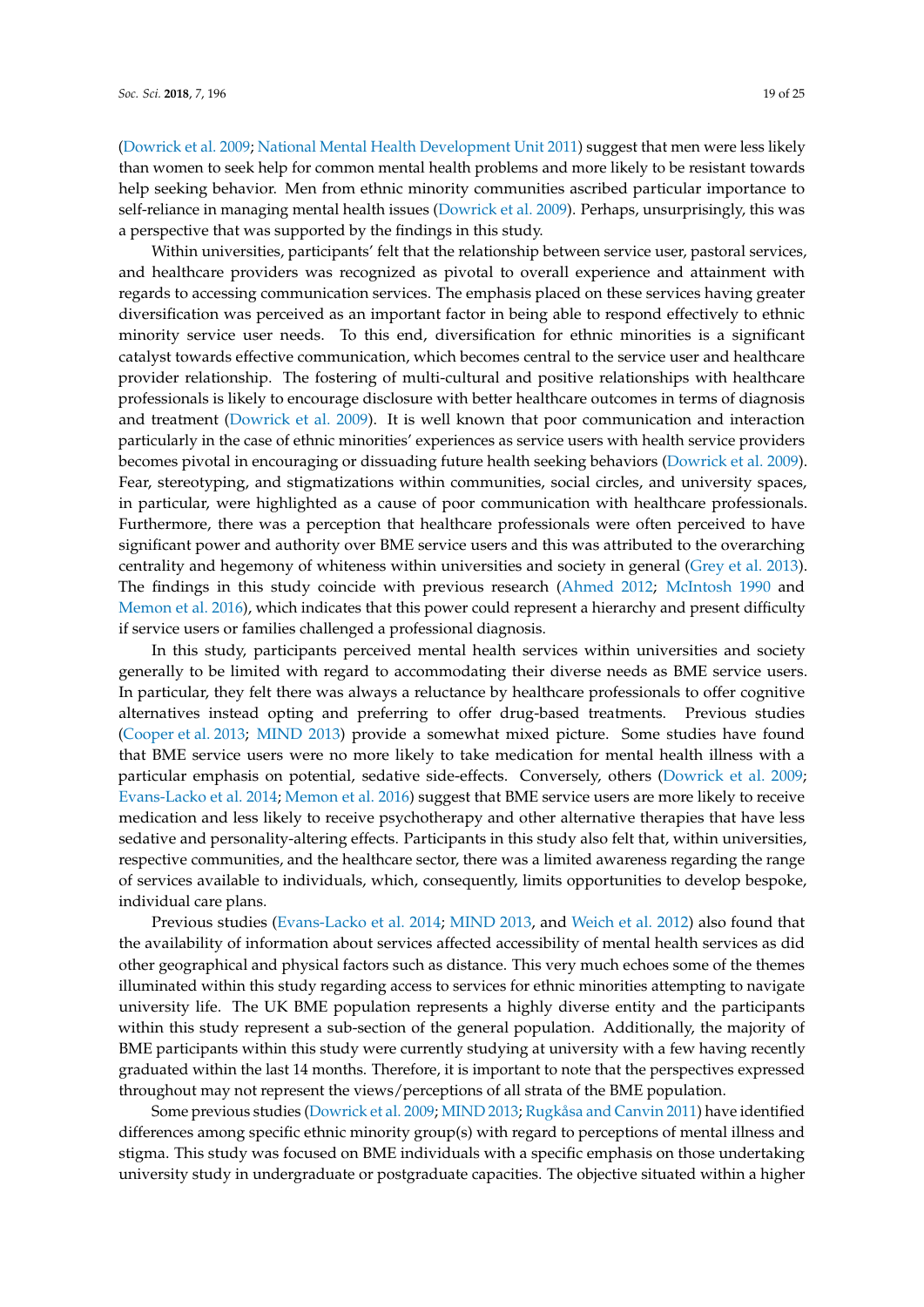(Dowrick et al. 2009; National Mental Health Development Unit 2011) suggest that men were less likely than women to seek help for common mental health problems and more likely to be resistant towards help seeking behavior. Men from ethnic minority communities ascribed particular importance to self-reliance in managing mental health issues (Dowrick et al. 2009). Perhaps, unsurprisingly, this was a perspective that was supported by the findings in this study.

Within universities, participants' felt that the relationship between service user, pastoral services, and healthcare providers was recognized as pivotal to overall experience and attainment with regards to accessing communication services. The emphasis placed on these services having greater diversification was perceived as an important factor in being able to respond effectively to ethnic minority service user needs. To this end, diversification for ethnic minorities is a significant catalyst towards effective communication, which becomes central to the service user and healthcare provider relationship. The fostering of multi-cultural and positive relationships with healthcare professionals is likely to encourage disclosure with better healthcare outcomes in terms of diagnosis and treatment (Dowrick et al. 2009). It is well known that poor communication and interaction particularly in the case of ethnic minorities' experiences as service users with health service providers becomes pivotal in encouraging or dissuading future health seeking behaviors (Dowrick et al. 2009). Fear, stereotyping, and stigmatizations within communities, social circles, and university spaces, in particular, were highlighted as a cause of poor communication with healthcare professionals. Furthermore, there was a perception that healthcare professionals were often perceived to have significant power and authority over BME service users and this was attributed to the overarching centrality and hegemony of whiteness within universities and society in general (Grey et al. 2013). The findings in this study coincide with previous research (Ahmed 2012; McIntosh 1990 and Memon et al. 2016), which indicates that this power could represent a hierarchy and present difficulty if service users or families challenged a professional diagnosis.

In this study, participants perceived mental health services within universities and society generally to be limited with regard to accommodating their diverse needs as BME service users. In particular, they felt there was always a reluctance by healthcare professionals to offer cognitive alternatives instead opting and preferring to offer drug-based treatments. Previous studies (Cooper et al. 2013; MIND 2013) provide a somewhat mixed picture. Some studies have found that BME service users were no more likely to take medication for mental health illness with a particular emphasis on potential, sedative side-effects. Conversely, others (Dowrick et al. 2009; Evans-Lacko et al. 2014; Memon et al. 2016) suggest that BME service users are more likely to receive medication and less likely to receive psychotherapy and other alternative therapies that have less sedative and personality-altering effects. Participants in this study also felt that, within universities, respective communities, and the healthcare sector, there was a limited awareness regarding the range of services available to individuals, which, consequently, limits opportunities to develop bespoke, individual care plans.

Previous studies (Evans-Lacko et al. 2014; MIND 2013, and Weich et al. 2012) also found that the availability of information about services affected accessibility of mental health services as did other geographical and physical factors such as distance. This very much echoes some of the themes illuminated within this study regarding access to services for ethnic minorities attempting to navigate university life. The UK BME population represents a highly diverse entity and the participants within this study represent a sub-section of the general population. Additionally, the majority of BME participants within this study were currently studying at university with a few having recently graduated within the last 14 months. Therefore, it is important to note that the perspectives expressed throughout may not represent the views/perceptions of all strata of the BME population.

Some previous studies (Dowrick et al. 2009; MIND 2013; Rugkåsa and Canvin 2011) have identified differences among specific ethnic minority group(s) with regard to perceptions of mental illness and stigma. This study was focused on BME individuals with a specific emphasis on those undertaking university study in undergraduate or postgraduate capacities. The objective situated within a higher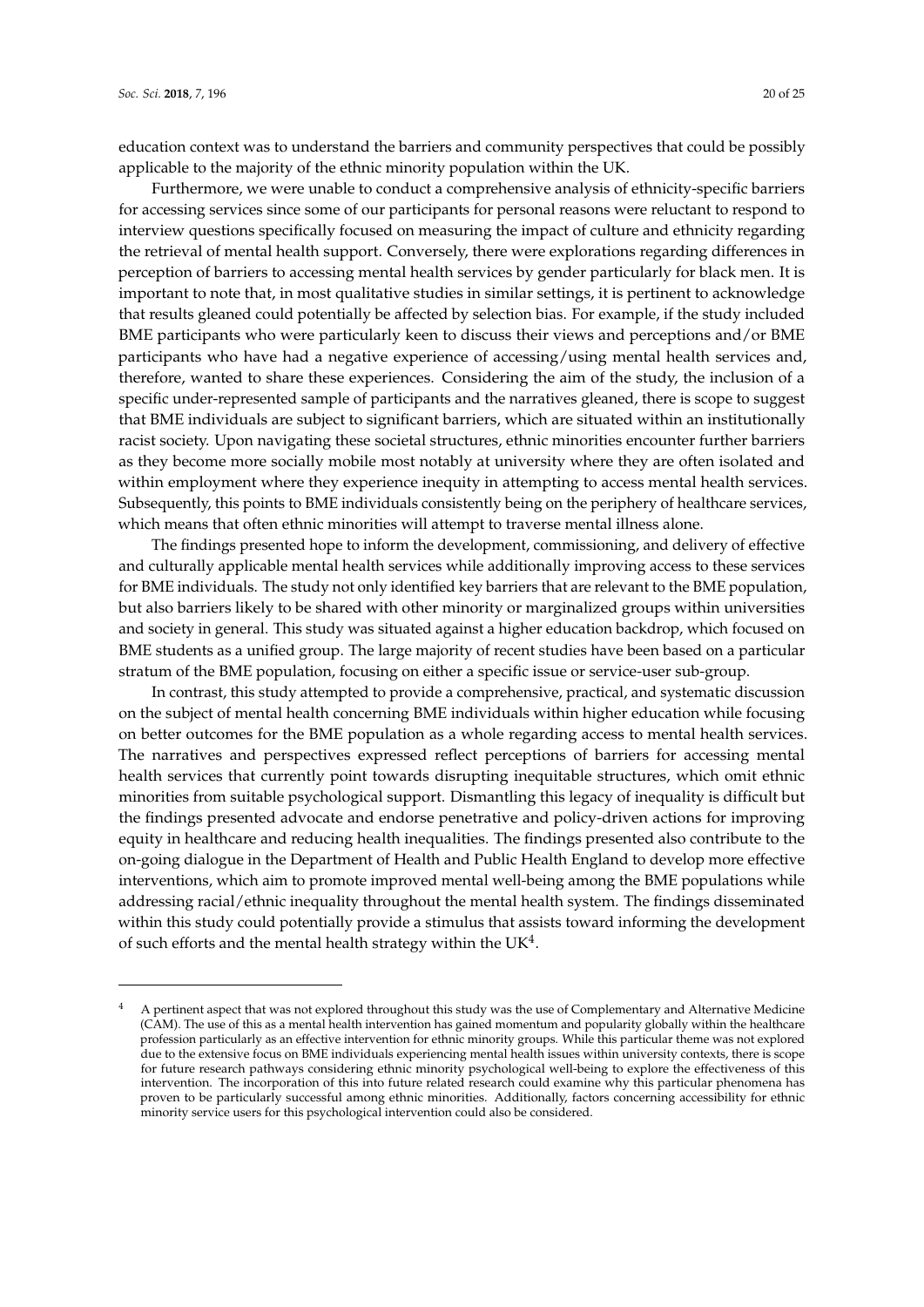education context was to understand the barriers and community perspectives that could be possibly applicable to the majority of the ethnic minority population within the UK.

Furthermore, we were unable to conduct a comprehensive analysis of ethnicity-specific barriers for accessing services since some of our participants for personal reasons were reluctant to respond to interview questions specifically focused on measuring the impact of culture and ethnicity regarding the retrieval of mental health support. Conversely, there were explorations regarding differences in perception of barriers to accessing mental health services by gender particularly for black men. It is important to note that, in most qualitative studies in similar settings, it is pertinent to acknowledge that results gleaned could potentially be affected by selection bias. For example, if the study included BME participants who were particularly keen to discuss their views and perceptions and/or BME participants who have had a negative experience of accessing/using mental health services and, therefore, wanted to share these experiences. Considering the aim of the study, the inclusion of a specific under-represented sample of participants and the narratives gleaned, there is scope to suggest that BME individuals are subject to significant barriers, which are situated within an institutionally racist society. Upon navigating these societal structures, ethnic minorities encounter further barriers as they become more socially mobile most notably at university where they are often isolated and within employment where they experience inequity in attempting to access mental health services. Subsequently, this points to BME individuals consistently being on the periphery of healthcare services, which means that often ethnic minorities will attempt to traverse mental illness alone.

The findings presented hope to inform the development, commissioning, and delivery of effective and culturally applicable mental health services while additionally improving access to these services for BME individuals. The study not only identified key barriers that are relevant to the BME population, but also barriers likely to be shared with other minority or marginalized groups within universities and society in general. This study was situated against a higher education backdrop, which focused on BME students as a unified group. The large majority of recent studies have been based on a particular stratum of the BME population, focusing on either a specific issue or service-user sub-group.

In contrast, this study attempted to provide a comprehensive, practical, and systematic discussion on the subject of mental health concerning BME individuals within higher education while focusing on better outcomes for the BME population as a whole regarding access to mental health services. The narratives and perspectives expressed reflect perceptions of barriers for accessing mental health services that currently point towards disrupting inequitable structures, which omit ethnic minorities from suitable psychological support. Dismantling this legacy of inequality is difficult but the findings presented advocate and endorse penetrative and policy-driven actions for improving equity in healthcare and reducing health inequalities. The findings presented also contribute to the on-going dialogue in the Department of Health and Public Health England to develop more effective interventions, which aim to promote improved mental well-being among the BME populations while addressing racial/ethnic inequality throughout the mental health system. The findings disseminated within this study could potentially provide a stimulus that assists toward informing the development of such efforts and the mental health strategy within the UK[4].

[4] A pertinent aspect that was not explored throughout this study was the use of Complementary and Alternative Medicine (CAM). The use of this as a mental health intervention has gained momentum and popularity globally within the healthcare profession particularly as an effective intervention for ethnic minority groups. While this particular theme was not explored due to the extensive focus on BME individuals experiencing mental health issues within university contexts, there is scope for future research pathways considering ethnic minority psychological well-being to explore the effectiveness of this intervention. The incorporation of this into future related research could examine why this particular phenomena has proven to be particularly successful among ethnic minorities. Additionally, factors concerning accessibility for ethnic minority service users for this psychological intervention could also be considered.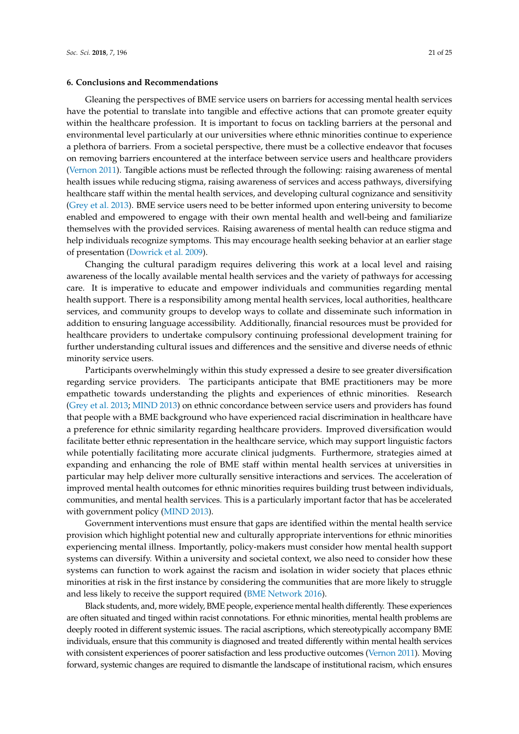## 6. Conclusions and Recommendations

Gleaning the perspectives of BME service users on barriers for accessing mental health services have the potential to translate into tangible and effective actions that can promote greater equity within the healthcare profession. It is important to focus on tackling barriers at the personal and environmental level particularly at our universities where ethnic minorities continue to experience a plethora of barriers. From a societal perspective, there must be a collective endeavor that focuses on removing barriers encountered at the interface between service users and healthcare providers (Vernon 2011). Tangible actions must be reflected through the following: raising awareness of mental health issues while reducing stigma, raising awareness of services and access pathways, diversifying healthcare staff within the mental health services, and developing cultural cognizance and sensitivity (Grey et al. 2013). BME service users need to be better informed upon entering university to become enabled and empowered to engage with their own mental health and well-being and familiarize themselves with the provided services. Raising awareness of mental health can reduce stigma and help individuals recognize symptoms. This may encourage health seeking behavior at an earlier stage of presentation (Dowrick et al. 2009).

Changing the cultural paradigm requires delivering this work at a local level and raising awareness of the locally available mental health services and the variety of pathways for accessing care. It is imperative to educate and empower individuals and communities regarding mental health support. There is a responsibility among mental health services, local authorities, healthcare services, and community groups to develop ways to collate and disseminate such information in addition to ensuring language accessibility. Additionally, financial resources must be provided for healthcare providers to undertake compulsory continuing professional development training for further understanding cultural issues and differences and the sensitive and diverse needs of ethnic minority service users.

Participants overwhelmingly within this study expressed a desire to see greater diversification regarding service providers. The participants anticipate that BME practitioners may be more empathetic towards understanding the plights and experiences of ethnic minorities. Research (Grey et al. 2013; MIND 2013) on ethnic concordance between service users and providers has found that people with a BME background who have experienced racial discrimination in healthcare have a preference for ethnic similarity regarding healthcare providers. Improved diversification would facilitate better ethnic representation in the healthcare service, which may support linguistic factors while potentially facilitating more accurate clinical judgments. Furthermore, strategies aimed at expanding and enhancing the role of BME staff within mental health services at universities in particular may help deliver more culturally sensitive interactions and services. The acceleration of improved mental health outcomes for ethnic minorities requires building trust between individuals, communities, and mental health services. This is a particularly important factor that has be accelerated with government policy (MIND 2013).

Government interventions must ensure that gaps are identified within the mental health service provision which highlight potential new and culturally appropriate interventions for ethnic minorities experiencing mental illness. Importantly, policy-makers must consider how mental health support systems can diversify. Within a university and societal context, we also need to consider how these systems can function to work against the racism and isolation in wider society that places ethnic minorities at risk in the first instance by considering the communities that are more likely to struggle and less likely to receive the support required (BME Network 2016).

Black students, and, more widely, BME people, experience mental health differently. These experiences are often situated and tinged within racist connotations. For ethnic minorities, mental health problems are deeply rooted in different systemic issues. The racial ascriptions, which stereotypically accompany BME individuals, ensure that this community is diagnosed and treated differently within mental health services with consistent experiences of poorer satisfaction and less productive outcomes (Vernon 2011). Moving forward, systemic changes are required to dismantle the landscape of institutional racism, which ensures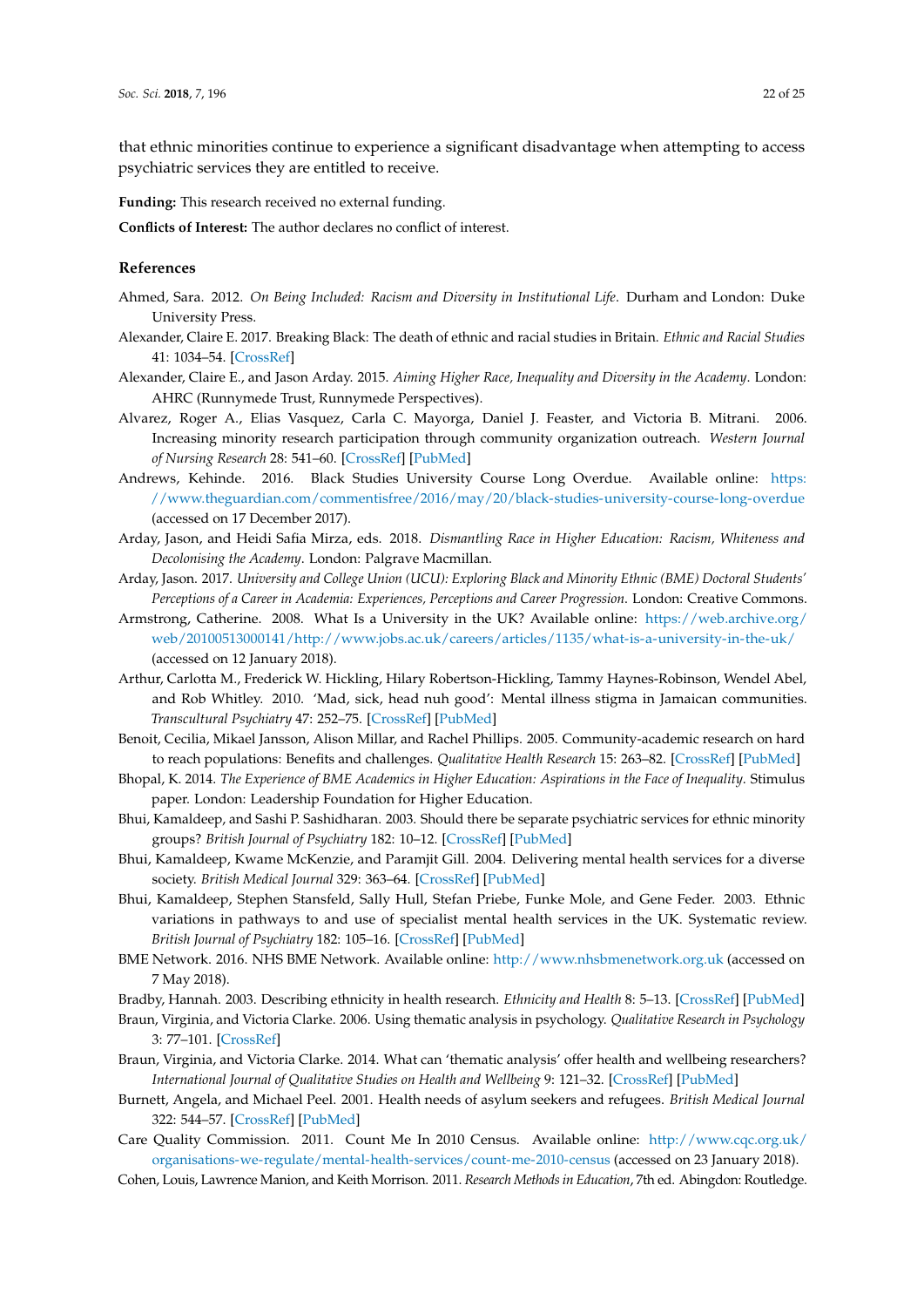that ethnic minorities continue to experience a significant disadvantage when attempting to access psychiatric services they are entitled to receive.

**Funding:** This research received no external funding.

**Conflicts of Interest:** The author declares no conflict of interest.

## References

Ahmed, Sara. 2012. *On Being Included: Racism and Diversity in Institutional Life*. Durham and London: Duke University Press.

Alexander, Claire E. 2017. Breaking Black: The death of ethnic and racial studies in Britain. *Ethnic and Racial Studies* 41: 1034–54. [CrossRef]

Alexander, Claire E., and Jason Arday. 2015. *Aiming Higher Race, Inequality and Diversity in the Academy*. London: AHRC (Runnymede Trust, Runnymede Perspectives).

Alvarez, Roger A., Elias Vasquez, Carla C. Mayorga, Daniel J. Feaster, and Victoria B. Mitrani. 2006. Increasing minority research participation through community organization outreach. *Western Journal of Nursing Research* 28: 541–60. [CrossRef] [PubMed]

Andrews, Kehinde. 2016. Black Studies University Course Long Overdue. Available online: https://www.theguardian.com/commentisfree/2016/may/20/black-studies-university-course-long-overdue (accessed on 17 December 2017).

Arday, Jason, and Heidi Safia Mirza, eds. 2018. *Dismantling Race in Higher Education: Racism, Whiteness and Decolonising the Academy*. London: Palgrave Macmillan.

Arday, Jason. 2017. *University and College Union (UCU): Exploring Black and Minority Ethnic (BME) Doctoral Students' Perceptions of a Career in Academia: Experiences, Perceptions and Career Progression*. London: Creative Commons.

Armstrong, Catherine. 2008. What Is a University in the UK? Available online: https://web.archive.org/web/20100513000141/http://www.jobs.ac.uk/careers/articles/1135/what-is-a-university-in-the-uk/ (accessed on 12 January 2018).

Arthur, Carlotta M., Frederick W. Hickling, Hilary Robertson-Hickling, Tammy Haynes-Robinson, Wendel Abel, and Rob Whitley. 2010. 'Mad, sick, head nuh good': Mental illness stigma in Jamaican communities. *Transcultural Psychiatry* 47: 252–75. [CrossRef] [PubMed]

Benoit, Cecilia, Mikael Jansson, Alison Millar, and Rachel Phillips. 2005. Community-academic research on hard to reach populations: Benefits and challenges. *Qualitative Health Research* 15: 263–82. [CrossRef] [PubMed]

Bhopal, K. 2014. *The Experience of BME Academics in Higher Education: Aspirations in the Face of Inequality*. Stimulus paper. London: Leadership Foundation for Higher Education.

Bhui, Kamaldeep, and Sashi P. Sashidharan. 2003. Should there be separate psychiatric services for ethnic minority groups? *British Journal of Psychiatry* 182: 10–12. [CrossRef] [PubMed]

Bhui, Kamaldeep, Kwame McKenzie, and Paramjit Gill. 2004. Delivering mental health services for a diverse society. *British Medical Journal* 329: 363–64. [CrossRef] [PubMed]

Bhui, Kamaldeep, Stephen Stansfeld, Sally Hull, Stefan Priebe, Funke Mole, and Gene Feder. 2003. Ethnic variations in pathways to and use of specialist mental health services in the UK. Systematic review. *British Journal of Psychiatry* 182: 105–16. [CrossRef] [PubMed]

BME Network. 2016. NHS BME Network. Available online: http://www.nhsbmenetwork.org.uk (accessed on 7 May 2018).

Bradby, Hannah. 2003. Describing ethnicity in health research. *Ethnicity and Health* 8: 5–13. [CrossRef] [PubMed]

Braun, Virginia, and Victoria Clarke. 2006. Using thematic analysis in psychology. *Qualitative Research in Psychology* 3: 77–101. [CrossRef]

Braun, Virginia, and Victoria Clarke. 2014. What can 'thematic analysis' offer health and wellbeing researchers? *International Journal of Qualitative Studies on Health and Wellbeing* 9: 121–32. [CrossRef] [PubMed]

Burnett, Angela, and Michael Peel. 2001. Health needs of asylum seekers and refugees. *British Medical Journal* 322: 544–57. [CrossRef] [PubMed]

Care Quality Commission. 2011. Count Me In 2010 Census. Available online: http://www.cqc.org.uk/organisations-we-regulate/mental-health-services/count-me-2010-census (accessed on 23 January 2018).

Cohen, Louis, Lawrence Manion, and Keith Morrison. 2011. *Research Methods in Education*, 7th ed. Abingdon: Routledge.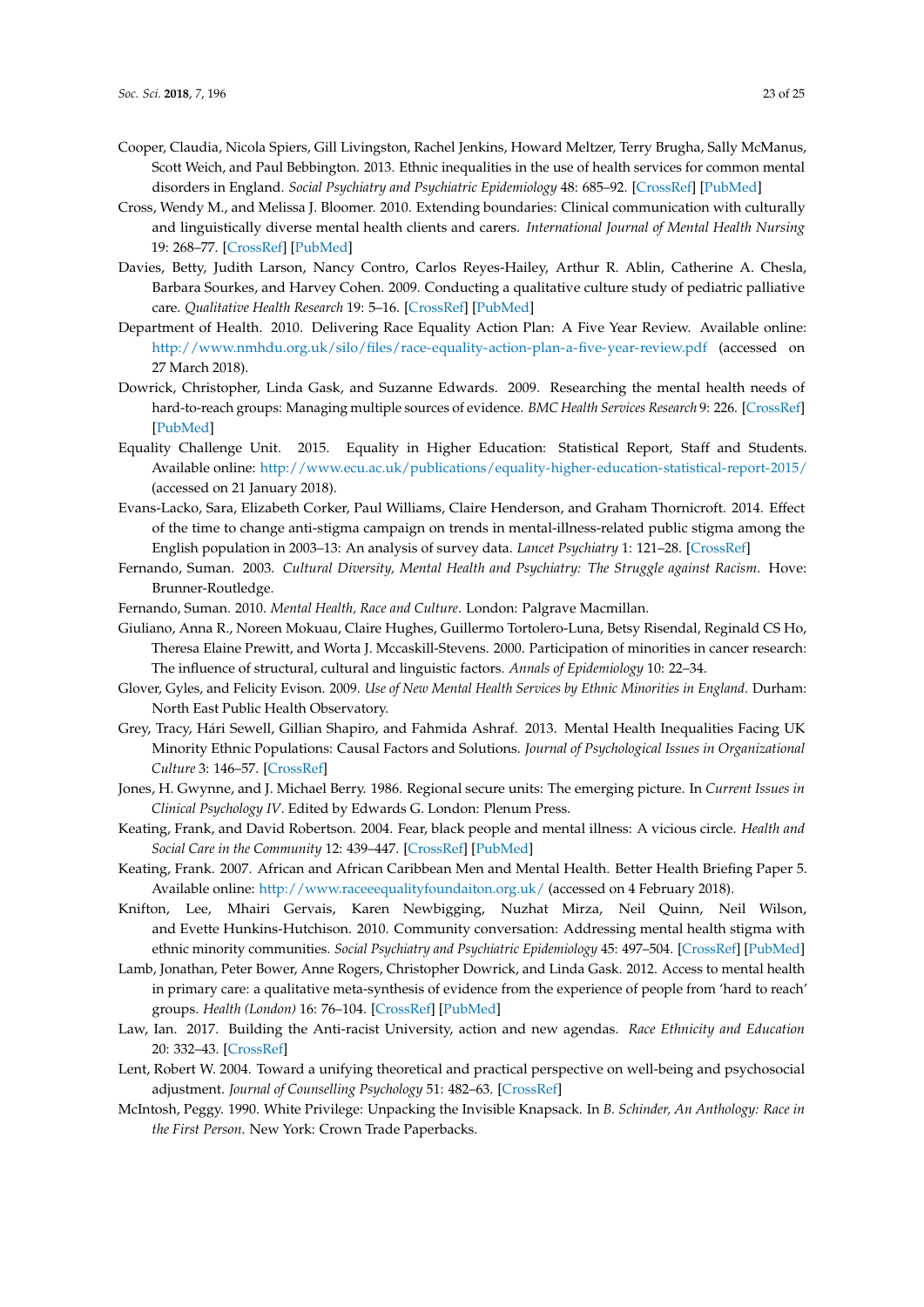Cooper, Claudia, Nicola Spiers, Gill Livingston, Rachel Jenkins, Howard Meltzer, Terry Brugha, Sally McManus, Scott Weich, and Paul Bebbington. 2013. Ethnic inequalities in the use of health services for common mental disorders in England. *Social Psychiatry and Psychiatric Epidemiology* 48: 685–92. [CrossRef] [PubMed]

Cross, Wendy M., and Melissa J. Bloomer. 2010. Extending boundaries: Clinical communication with culturally and linguistically diverse mental health clients and carers. *International Journal of Mental Health Nursing* 19: 268–77. [CrossRef] [PubMed]

Davies, Betty, Judith Larson, Nancy Contro, Carlos Reyes-Hailey, Arthur R. Ablin, Catherine A. Chesla, Barbara Sourkes, and Harvey Cohen. 2009. Conducting a qualitative culture study of pediatric palliative care. *Qualitative Health Research* 19: 5–16. [CrossRef] [PubMed]

Department of Health. 2010. Delivering Race Equality Action Plan: A Five Year Review. Available online: http://www.nmhdu.org.uk/silo/files/race-equality-action-plan-a-five-year-review.pdf (accessed on 27 March 2018).

Dowrick, Christopher, Linda Gask, and Suzanne Edwards. 2009. Researching the mental health needs of hard-to-reach groups: Managing multiple sources of evidence. *BMC Health Services Research* 9: 226. [CrossRef] [PubMed]

Equality Challenge Unit. 2015. Equality in Higher Education: Statistical Report, Staff and Students. Available online: http://www.ecu.ac.uk/publications/equality-higher-education-statistical-report-2015/ (accessed on 21 January 2018).

Evans-Lacko, Sara, Elizabeth Corker, Paul Williams, Claire Henderson, and Graham Thornicroft. 2014. Effect of the time to change anti-stigma campaign on trends in mental-illness-related public stigma among the English population in 2003–13: An analysis of survey data. *Lancet Psychiatry* 1: 121–28. [CrossRef]

Fernando, Suman. 2003. *Cultural Diversity, Mental Health and Psychiatry: The Struggle against Racism*. Hove: Brunner-Routledge.

Fernando, Suman. 2010. *Mental Health, Race and Culture*. London: Palgrave Macmillan.

Giuliano, Anna R., Noreen Mokuau, Claire Hughes, Guillermo Tortolero-Luna, Betsy Risendal, Reginald CS Ho, Theresa Elaine Prewitt, and Worta J. Mccaskill-Stevens. 2000. Participation of minorities in cancer research: The influence of structural, cultural and linguistic factors. *Annals of Epidemiology* 10: 22–34.

Glover, Gyles, and Felicity Evison. 2009. *Use of New Mental Health Services by Ethnic Minorities in England*. Durham: North East Public Health Observatory.

Grey, Tracy, Hári Sewell, Gillian Shapiro, and Fahmida Ashraf. 2013. Mental Health Inequalities Facing UK Minority Ethnic Populations: Causal Factors and Solutions. *Journal of Psychological Issues in Organizational Culture* 3: 146–57. [CrossRef]

Jones, H. Gwynne, and J. Michael Berry. 1986. Regional secure units: The emerging picture. In *Current Issues in Clinical Psychology IV*. Edited by Edwards G. London: Plenum Press.

Keating, Frank, and David Robertson. 2004. Fear, black people and mental illness: A vicious circle. *Health and Social Care in the Community* 12: 439–447. [CrossRef] [PubMed]

Keating, Frank. 2007. African and African Caribbean Men and Mental Health. Better Health Briefing Paper 5. Available online: http://www.raceeequalityfoundaiton.org.uk/ (accessed on 4 February 2018).

Knifton, Lee, Mhairi Gervais, Karen Newbigging, Nuzhat Mirza, Neil Quinn, Neil Wilson, and Evette Hunkins-Hutchison. 2010. Community conversation: Addressing mental health stigma with ethnic minority communities. *Social Psychiatry and Psychiatric Epidemiology* 45: 497–504. [CrossRef] [PubMed]

Lamb, Jonathan, Peter Bower, Anne Rogers, Christopher Dowrick, and Linda Gask. 2012. Access to mental health in primary care: a qualitative meta-synthesis of evidence from the experience of people from 'hard to reach' groups. *Health (London)* 16: 76–104. [CrossRef] [PubMed]

Law, Ian. 2017. Building the Anti-racist University, action and new agendas. *Race Ethnicity and Education* 20: 332–43. [CrossRef]

Lent, Robert W. 2004. Toward a unifying theoretical and practical perspective on well-being and psychosocial adjustment. *Journal of Counselling Psychology* 51: 482–63. [CrossRef]

McIntosh, Peggy. 1990. White Privilege: Unpacking the Invisible Knapsack. In *B. Schinder, An Anthology: Race in the First Person*. New York: Crown Trade Paperbacks.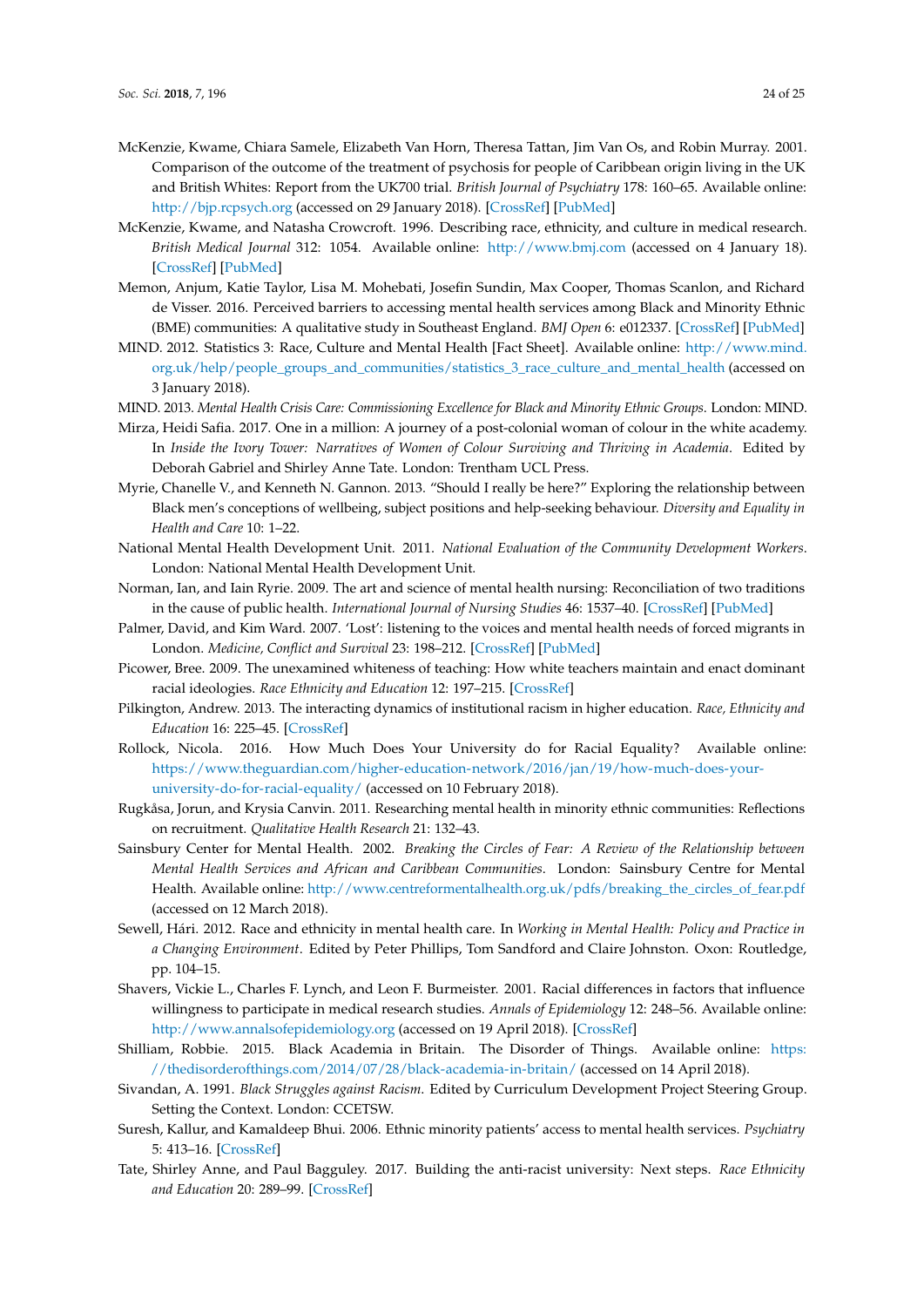McKenzie, Kwame, Chiara Samele, Elizabeth Van Horn, Theresa Tattan, Jim Van Os, and Robin Murray. 2001. Comparison of the outcome of the treatment of psychosis for people of Caribbean origin living in the UK and British Whites: Report from the UK700 trial. *British Journal of Psychiatry* 178: 160–65. Available online: http://bjp.rcpsych.org (accessed on 29 January 2018). [CrossRef] [PubMed]

McKenzie, Kwame, and Natasha Crowcroft. 1996. Describing race, ethnicity, and culture in medical research. *British Medical Journal* 312: 1054. Available online: http://www.bmj.com (accessed on 4 January 18). [CrossRef] [PubMed]

Memon, Anjum, Katie Taylor, Lisa M. Mohebati, Josefin Sundin, Max Cooper, Thomas Scanlon, and Richard de Visser. 2016. Perceived barriers to accessing mental health services among Black and Minority Ethnic (BME) communities: A qualitative study in Southeast England. *BMJ Open* 6: e012337. [CrossRef] [PubMed]

MIND. 2012. Statistics 3: Race, Culture and Mental Health [Fact Sheet]. Available online: http://www.mind.org.uk/help/people_groups_and_communities/statistics_3_race_culture_and_mental_health (accessed on 3 January 2018).

MIND. 2013. *Mental Health Crisis Care: Commissioning Excellence for Black and Minority Ethnic Groups*. London: MIND.

Mirza, Heidi Safia. 2017. One in a million: A journey of a post-colonial woman of colour in the white academy. In *Inside the Ivory Tower: Narratives of Women of Colour Surviving and Thriving in Academia*. Edited by Deborah Gabriel and Shirley Anne Tate. London: Trentham UCL Press.

Myrie, Chanelle V., and Kenneth N. Gannon. 2013. "Should I really be here?" Exploring the relationship between Black men's conceptions of wellbeing, subject positions and help-seeking behaviour. *Diversity and Equality in Health and Care* 10: 1–22.

National Mental Health Development Unit. 2011. *National Evaluation of the Community Development Workers*. London: National Mental Health Development Unit.

Norman, Ian, and Iain Ryrie. 2009. The art and science of mental health nursing: Reconciliation of two traditions in the cause of public health. *International Journal of Nursing Studies* 46: 1537–40. [CrossRef] [PubMed]

Palmer, David, and Kim Ward. 2007. 'Lost': listening to the voices and mental health needs of forced migrants in London. *Medicine, Conflict and Survival* 23: 198–212. [CrossRef] [PubMed]

Picower, Bree. 2009. The unexamined whiteness of teaching: How white teachers maintain and enact dominant racial ideologies. *Race Ethnicity and Education* 12: 197–215. [CrossRef]

Pilkington, Andrew. 2013. The interacting dynamics of institutional racism in higher education. *Race, Ethnicity and Education* 16: 225–45. [CrossRef]

Rollock, Nicola. 2016. How Much Does Your University do for Racial Equality? Available online: https://www.theguardian.com/higher-education-network/2016/jan/19/how-much-does-your-university-do-for-racial-equality/ (accessed on 10 February 2018).

Rugkåsa, Jorun, and Krysia Canvin. 2011. Researching mental health in minority ethnic communities: Reflections on recruitment. *Qualitative Health Research* 21: 132–43.

Sainsbury Center for Mental Health. 2002. *Breaking the Circles of Fear: A Review of the Relationship between Mental Health Services and African and Caribbean Communities*. London: Sainsbury Centre for Mental Health. Available online: http://www.centreformentalhealth.org.uk/pdfs/breaking_the_circles_of_fear.pdf (accessed on 12 March 2018).

Sewell, Hári. 2012. Race and ethnicity in mental health care. In *Working in Mental Health: Policy and Practice in a Changing Environment*. Edited by Peter Phillips, Tom Sandford and Claire Johnston. Oxon: Routledge, pp. 104–15.

Shavers, Vickie L., Charles F. Lynch, and Leon F. Burmeister. 2001. Racial differences in factors that influence willingness to participate in medical research studies. *Annals of Epidemiology* 12: 248–56. Available online: http://www.annalsofepidemiology.org (accessed on 19 April 2018). [CrossRef]

Shilliam, Robbie. 2015. Black Academia in Britain. The Disorder of Things. Available online: https://thedisorderofthings.com/2014/07/28/black-academia-in-britain/ (accessed on 14 April 2018).

Sivandan, A. 1991. *Black Struggles against Racism*. Edited by Curriculum Development Project Steering Group. Setting the Context. London: CCETSW.

Suresh, Kallur, and Kamaldeep Bhui. 2006. Ethnic minority patients' access to mental health services. *Psychiatry* 5: 413–16. [CrossRef]

Tate, Shirley Anne, and Paul Bagguley. 2017. Building the anti-racist university: Next steps. *Race Ethnicity and Education* 20: 289–99. [CrossRef]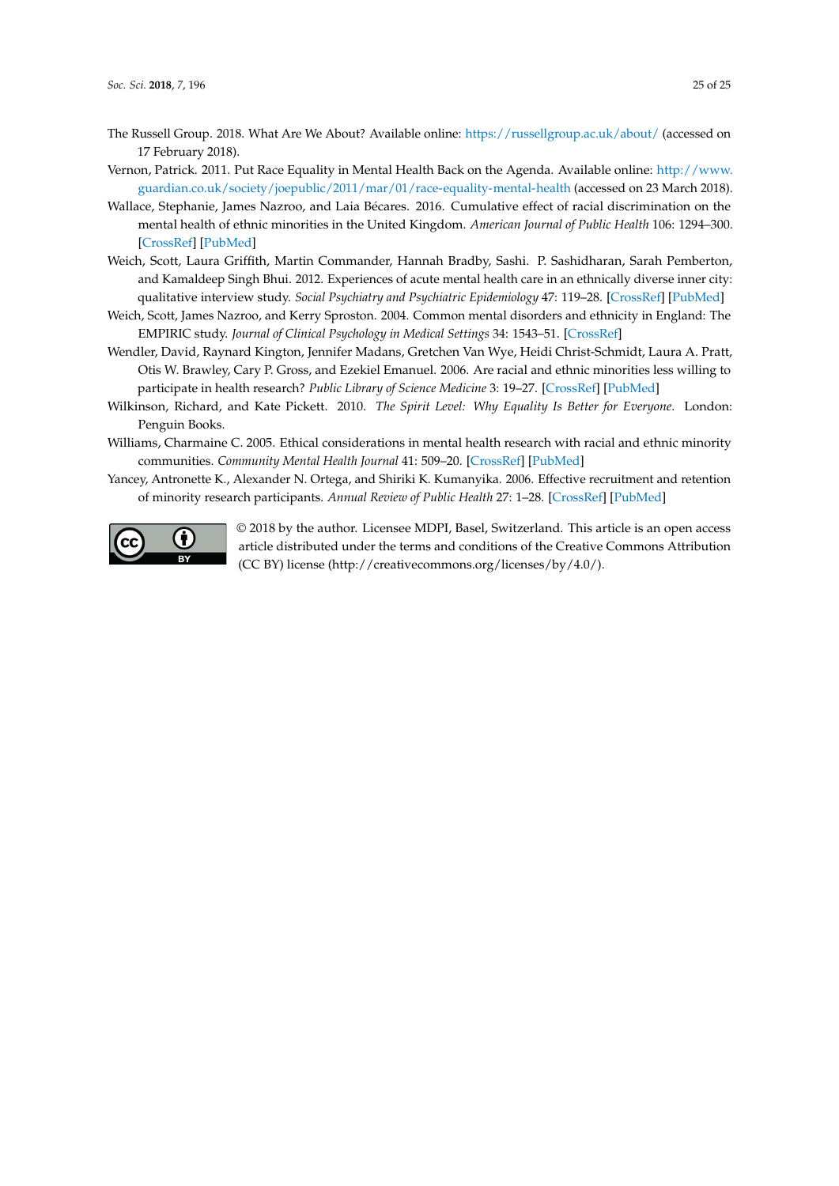The Russell Group. 2018. What Are We About? Available online: https://russellgroup.ac.uk/about/ (accessed on 17 February 2018).

Vernon, Patrick. 2011. Put Race Equality in Mental Health Back on the Agenda. Available online: http://www.guardian.co.uk/society/joepublic/2011/mar/01/race-equality-mental-health (accessed on 23 March 2018).

Wallace, Stephanie, James Nazroo, and Laia Bécares. 2016. Cumulative effect of racial discrimination on the mental health of ethnic minorities in the United Kingdom. *American Journal of Public Health* 106: 1294–300. [CrossRef] [PubMed]

Weich, Scott, Laura Griffith, Martin Commander, Hannah Bradby, Sashi. P. Sashidharan, Sarah Pemberton, and Kamaldeep Singh Bhui. 2012. Experiences of acute mental health care in an ethnically diverse inner city: qualitative interview study. *Social Psychiatry and Psychiatric Epidemiology* 47: 119–28. [CrossRef] [PubMed]

Weich, Scott, James Nazroo, and Kerry Sproston. 2004. Common mental disorders and ethnicity in England: The EMPIRIC study. *Journal of Clinical Psychology in Medical Settings* 34: 1543–51. [CrossRef]

Wendler, David, Raynard Kington, Jennifer Madans, Gretchen Van Wye, Heidi Christ-Schmidt, Laura A. Pratt, Otis W. Brawley, Cary P. Gross, and Ezekiel Emanuel. 2006. Are racial and ethnic minorities less willing to participate in health research? *Public Library of Science Medicine* 3: 19–27. [CrossRef] [PubMed]

Wilkinson, Richard, and Kate Pickett. 2010. *The Spirit Level: Why Equality Is Better for Everyone*. London: Penguin Books.

Williams, Charmaine C. 2005. Ethical considerations in mental health research with racial and ethnic minority communities. *Community Mental Health Journal* 41: 509–20. [CrossRef] [PubMed]

Yancey, Antronette K., Alexander N. Ortega, and Shiriki K. Kumanyika. 2006. Effective recruitment and retention of minority research participants. *Annual Review of Public Health* 27: 1–28. [CrossRef] [PubMed]

© 2018 by the author. Licensee MDPI, Basel, Switzerland. This article is an open access article distributed under the terms and conditions of the Creative Commons Attribution (CC BY) license (http://creativecommons.org/licenses/by/4.0/).